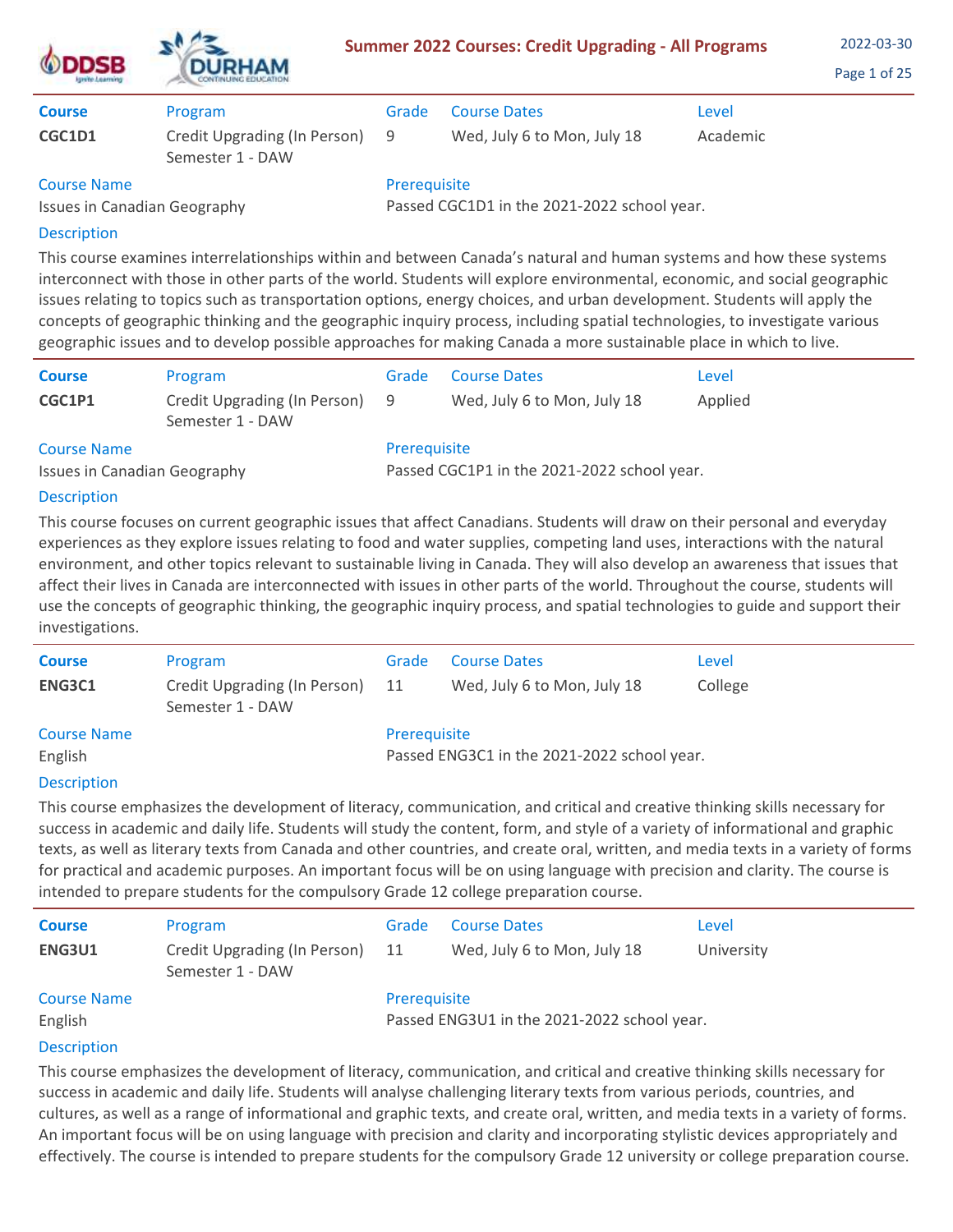# Summer 2022 Courses: Credit Upgrading - All Programs

2022-03-30

| Course | Program | Grade | Course Dates | Level |
|---|---|---|---|---|
| **CGC1D1** | Credit Upgrading (In Person) Semester 1 - DAW | 9 | Wed, July 6 to Mon, July 18 | Academic |

**Course Name**
Issues in Canadian Geography

**Prerequisite**
Passed CGC1D1 in the 2021-2022 school year.

**Description**

This course examines interrelationships within and between Canada's natural and human systems and how these systems interconnect with those in other parts of the world. Students will explore environmental, economic, and social geographic issues relating to topics such as transportation options, energy choices, and urban development. Students will apply the concepts of geographic thinking and the geographic inquiry process, including spatial technologies, to investigate various geographic issues and to develop possible approaches for making Canada a more sustainable place in which to live.

---

| Course | Program | Grade | Course Dates | Level |
|---|---|---|---|---|
| **CGC1P1** | Credit Upgrading (In Person) Semester 1 - DAW | 9 | Wed, July 6 to Mon, July 18 | Applied |

**Course Name**
Issues in Canadian Geography

**Prerequisite**
Passed CGC1P1 in the 2021-2022 school year.

**Description**

This course focuses on current geographic issues that affect Canadians. Students will draw on their personal and everyday experiences as they explore issues relating to food and water supplies, competing land uses, interactions with the natural environment, and other topics relevant to sustainable living in Canada. They will also develop an awareness that issues that affect their lives in Canada are interconnected with issues in other parts of the world. Throughout the course, students will use the concepts of geographic thinking, the geographic inquiry process, and spatial technologies to guide and support their investigations.

---

| Course | Program | Grade | Course Dates | Level |
|---|---|---|---|---|
| **ENG3C1** | Credit Upgrading (In Person) Semester 1 - DAW | 11 | Wed, July 6 to Mon, July 18 | College |

**Course Name**
English

**Prerequisite**
Passed ENG3C1 in the 2021-2022 school year.

**Description**

This course emphasizes the development of literacy, communication, and critical and creative thinking skills necessary for success in academic and daily life. Students will study the content, form, and style of a variety of informational and graphic texts, as well as literary texts from Canada and other countries, and create oral, written, and media texts in a variety of forms for practical and academic purposes. An important focus will be on using language with precision and clarity. The course is intended to prepare students for the compulsory Grade 12 college preparation course.

---

| Course | Program | Grade | Course Dates | Level |
|---|---|---|---|---|
| **ENG3U1** | Credit Upgrading (In Person) Semester 1 - DAW | 11 | Wed, July 6 to Mon, July 18 | University |

**Course Name**
English

**Prerequisite**
Passed ENG3U1 in the 2021-2022 school year.

**Description**

This course emphasizes the development of literacy, communication, and critical and creative thinking skills necessary for success in academic and daily life. Students will analyse challenging literary texts from various periods, countries, and cultures, as well as a range of informational and graphic texts, and create oral, written, and media texts in a variety of forms. An important focus will be on using language with precision and clarity and incorporating stylistic devices appropriately and effectively. The course is intended to prepare students for the compulsory Grade 12 university or college preparation course.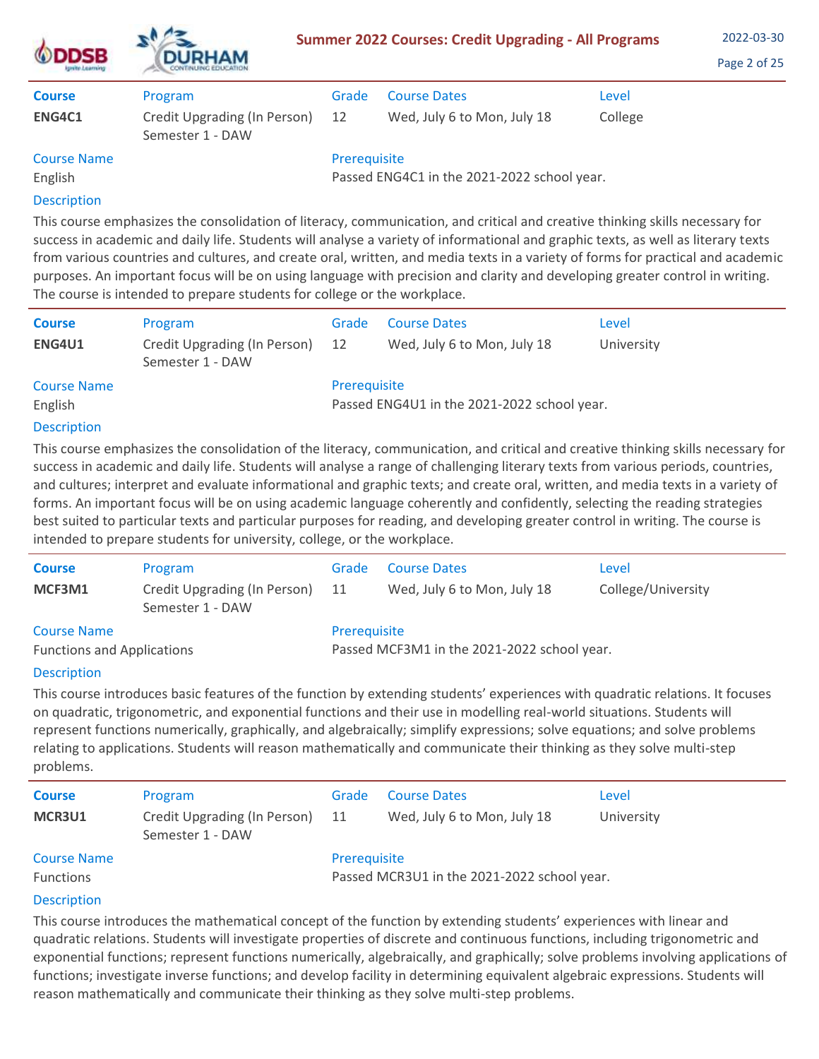| Course | Program | Grade | Course Dates | Level |
|---|---|---|---|---|
| **ENG4C1** | Credit Upgrading (In Person) Semester 1 - DAW | 12 | Wed, July 6 to Mon, July 18 | College |

**Course Name**
English

**Prerequisite**
Passed ENG4C1 in the 2021-2022 school year.

**Description**

This course emphasizes the consolidation of literacy, communication, and critical and creative thinking skills necessary for success in academic and daily life. Students will analyse a variety of informational and graphic texts, as well as literary texts from various countries and cultures, and create oral, written, and media texts in a variety of forms for practical and academic purposes. An important focus will be on using language with precision and clarity and developing greater control in writing. The course is intended to prepare students for college or the workplace.

---

| Course | Program | Grade | Course Dates | Level |
|---|---|---|---|---|
| **ENG4U1** | Credit Upgrading (In Person) Semester 1 - DAW | 12 | Wed, July 6 to Mon, July 18 | University |

**Course Name**
English

**Prerequisite**
Passed ENG4U1 in the 2021-2022 school year.

**Description**

This course emphasizes the consolidation of the literacy, communication, and critical and creative thinking skills necessary for success in academic and daily life. Students will analyse a range of challenging literary texts from various periods, countries, and cultures; interpret and evaluate informational and graphic texts; and create oral, written, and media texts in a variety of forms. An important focus will be on using academic language coherently and confidently, selecting the reading strategies best suited to particular texts and particular purposes for reading, and developing greater control in writing. The course is intended to prepare students for university, college, or the workplace.

---

| Course | Program | Grade | Course Dates | Level |
|---|---|---|---|---|
| **MCF3M1** | Credit Upgrading (In Person) Semester 1 - DAW | 11 | Wed, July 6 to Mon, July 18 | College/University |

**Course Name**
Functions and Applications

**Prerequisite**
Passed MCF3M1 in the 2021-2022 school year.

**Description**

This course introduces basic features of the function by extending students' experiences with quadratic relations. It focuses on quadratic, trigonometric, and exponential functions and their use in modelling real-world situations. Students will represent functions numerically, graphically, and algebraically; simplify expressions; solve equations; and solve problems relating to applications. Students will reason mathematically and communicate their thinking as they solve multi-step problems.

---

| Course | Program | Grade | Course Dates | Level |
|---|---|---|---|---|
| **MCR3U1** | Credit Upgrading (In Person) Semester 1 - DAW | 11 | Wed, July 6 to Mon, July 18 | University |

**Course Name**
Functions

**Prerequisite**
Passed MCR3U1 in the 2021-2022 school year.

**Description**

This course introduces the mathematical concept of the function by extending students' experiences with linear and quadratic relations. Students will investigate properties of discrete and continuous functions, including trigonometric and exponential functions; represent functions numerically, algebraically, and graphically; solve problems involving applications of functions; investigate inverse functions; and develop facility in determining equivalent algebraic expressions. Students will reason mathematically and communicate their thinking as they solve multi-step problems.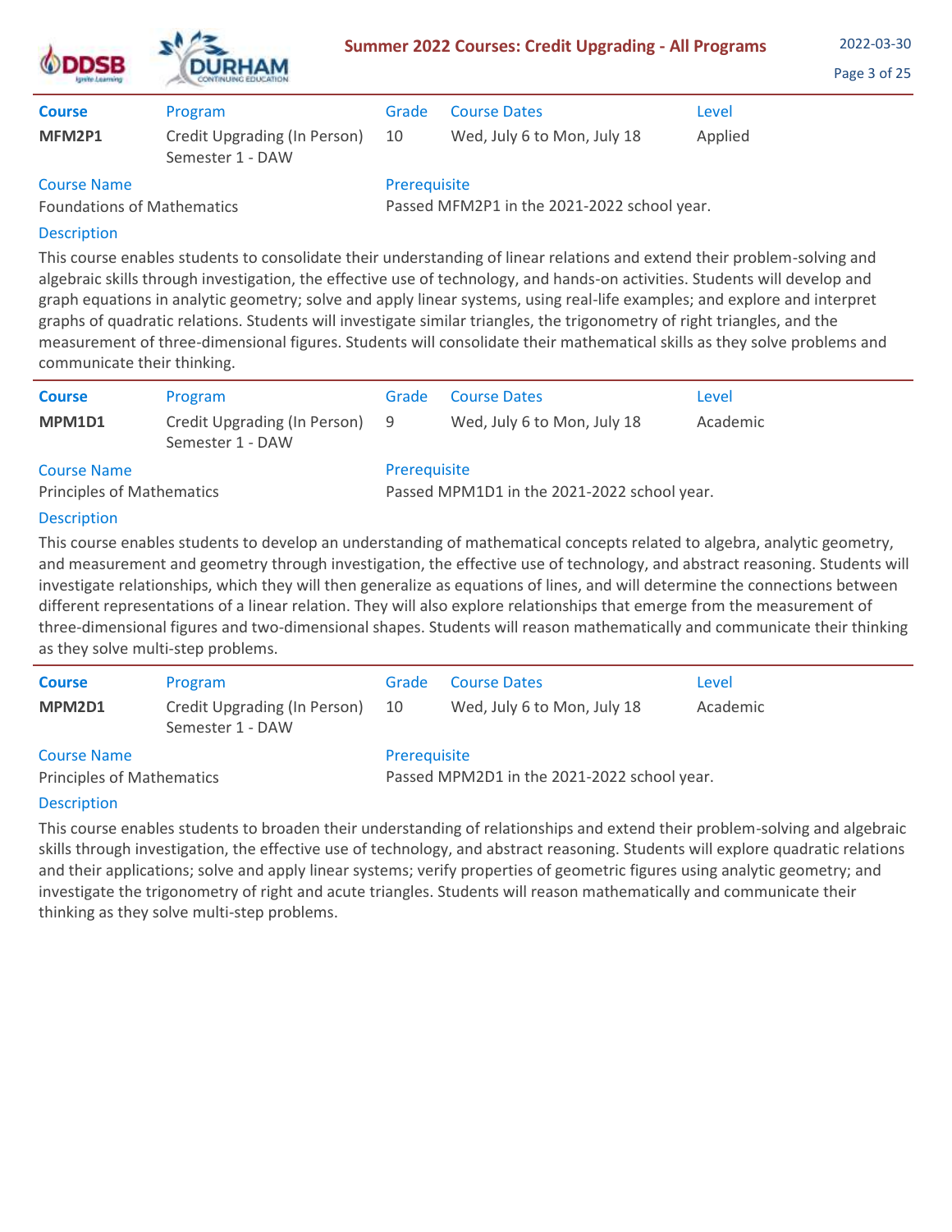| Course | Program | Grade | Course Dates | Level |
|---|---|---|---|---|
| **MFM2P1** | Credit Upgrading (In Person) Semester 1 - DAW | 10 | Wed, July 6 to Mon, July 18 | Applied |

**Course Name**
Foundations of Mathematics

**Prerequisite**
Passed MFM2P1 in the 2021-2022 school year.

**Description**

This course enables students to consolidate their understanding of linear relations and extend their problem-solving and algebraic skills through investigation, the effective use of technology, and hands-on activities. Students will develop and graph equations in analytic geometry; solve and apply linear systems, using real-life examples; and explore and interpret graphs of quadratic relations. Students will investigate similar triangles, the trigonometry of right triangles, and the measurement of three-dimensional figures. Students will consolidate their mathematical skills as they solve problems and communicate their thinking.

---

| Course | Program | Grade | Course Dates | Level |
|---|---|---|---|---|
| **MPM1D1** | Credit Upgrading (In Person) Semester 1 - DAW | 9 | Wed, July 6 to Mon, July 18 | Academic |

**Course Name**
Principles of Mathematics

**Prerequisite**
Passed MPM1D1 in the 2021-2022 school year.

**Description**

This course enables students to develop an understanding of mathematical concepts related to algebra, analytic geometry, and measurement and geometry through investigation, the effective use of technology, and abstract reasoning. Students will investigate relationships, which they will then generalize as equations of lines, and will determine the connections between different representations of a linear relation. They will also explore relationships that emerge from the measurement of three-dimensional figures and two-dimensional shapes. Students will reason mathematically and communicate their thinking as they solve multi-step problems.

---

| Course | Program | Grade | Course Dates | Level |
|---|---|---|---|---|
| **MPM2D1** | Credit Upgrading (In Person) Semester 1 - DAW | 10 | Wed, July 6 to Mon, July 18 | Academic |

**Course Name**
Principles of Mathematics

**Prerequisite**
Passed MPM2D1 in the 2021-2022 school year.

**Description**

This course enables students to broaden their understanding of relationships and extend their problem-solving and algebraic skills through investigation, the effective use of technology, and abstract reasoning. Students will explore quadratic relations and their applications; solve and apply linear systems; verify properties of geometric figures using analytic geometry; and investigate the trigonometry of right and acute triangles. Students will reason mathematically and communicate their thinking as they solve multi-step problems.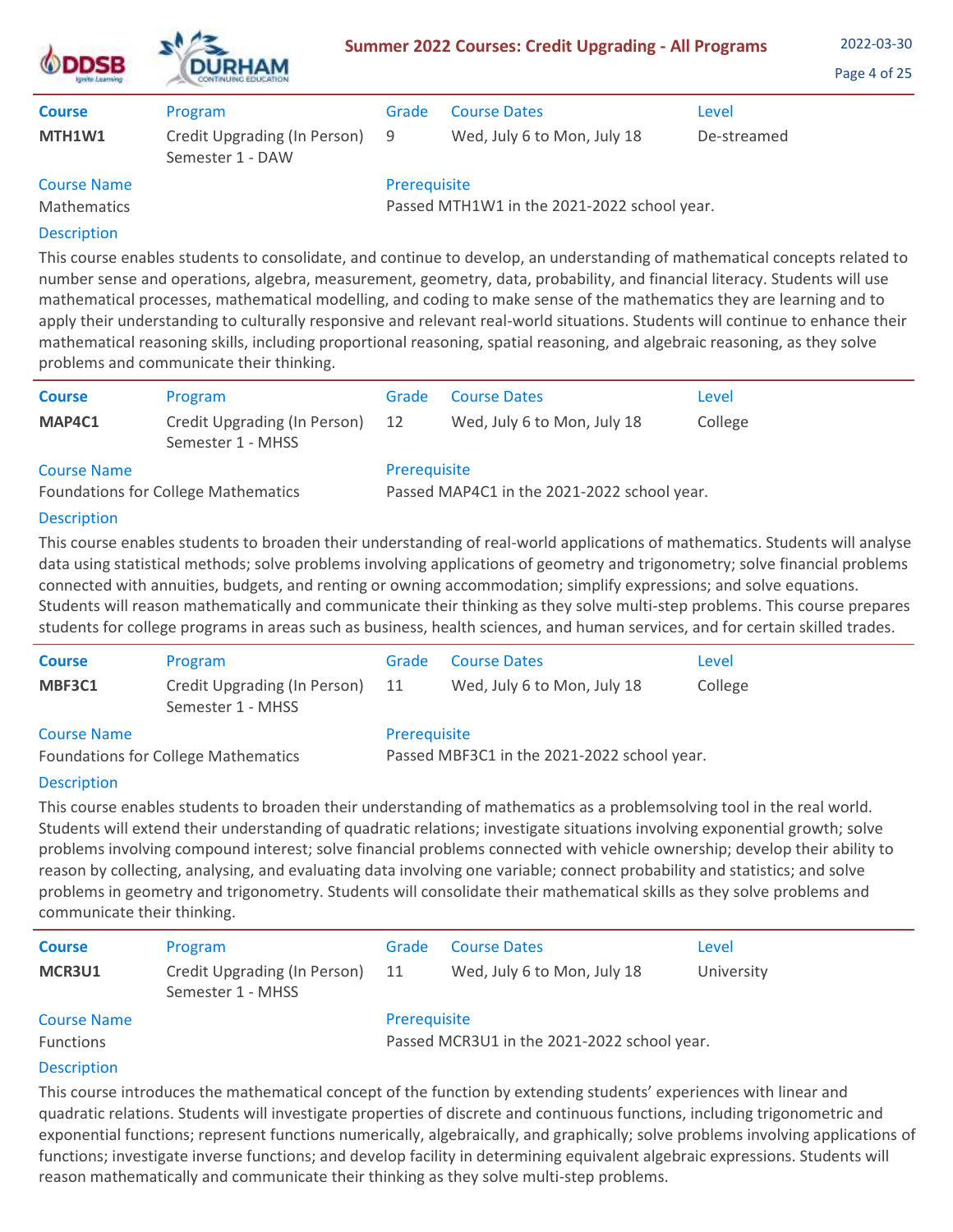| Course | Program | Grade | Course Dates | Level |
|---|---|---|---|---|
| **MTH1W1** | Credit Upgrading (In Person) Semester 1 - DAW | 9 | Wed, July 6 to Mon, July 18 | De-streamed |

**Course Name**
Mathematics

**Prerequisite**
Passed MTH1W1 in the 2021-2022 school year.

**Description**

This course enables students to consolidate, and continue to develop, an understanding of mathematical concepts related to number sense and operations, algebra, measurement, geometry, data, probability, and financial literacy. Students will use mathematical processes, mathematical modelling, and coding to make sense of the mathematics they are learning and to apply their understanding to culturally responsive and relevant real-world situations. Students will continue to enhance their mathematical reasoning skills, including proportional reasoning, spatial reasoning, and algebraic reasoning, as they solve problems and communicate their thinking.

---

| Course | Program | Grade | Course Dates | Level |
|---|---|---|---|---|
| **MAP4C1** | Credit Upgrading (In Person) Semester 1 - MHSS | 12 | Wed, July 6 to Mon, July 18 | College |

**Course Name**
Foundations for College Mathematics

**Prerequisite**
Passed MAP4C1 in the 2021-2022 school year.

**Description**

This course enables students to broaden their understanding of real-world applications of mathematics. Students will analyse data using statistical methods; solve problems involving applications of geometry and trigonometry; solve financial problems connected with annuities, budgets, and renting or owning accommodation; simplify expressions; and solve equations. Students will reason mathematically and communicate their thinking as they solve multi-step problems. This course prepares students for college programs in areas such as business, health sciences, and human services, and for certain skilled trades.

---

| Course | Program | Grade | Course Dates | Level |
|---|---|---|---|---|
| **MBF3C1** | Credit Upgrading (In Person) Semester 1 - MHSS | 11 | Wed, July 6 to Mon, July 18 | College |

**Course Name**
Foundations for College Mathematics

**Prerequisite**
Passed MBF3C1 in the 2021-2022 school year.

**Description**

This course enables students to broaden their understanding of mathematics as a problemsolving tool in the real world. Students will extend their understanding of quadratic relations; investigate situations involving exponential growth; solve problems involving compound interest; solve financial problems connected with vehicle ownership; develop their ability to reason by collecting, analysing, and evaluating data involving one variable; connect probability and statistics; and solve problems in geometry and trigonometry. Students will consolidate their mathematical skills as they solve problems and communicate their thinking.

---

| Course | Program | Grade | Course Dates | Level |
|---|---|---|---|---|
| **MCR3U1** | Credit Upgrading (In Person) Semester 1 - MHSS | 11 | Wed, July 6 to Mon, July 18 | University |

**Course Name**
Functions

**Prerequisite**
Passed MCR3U1 in the 2021-2022 school year.

**Description**

This course introduces the mathematical concept of the function by extending students' experiences with linear and quadratic relations. Students will investigate properties of discrete and continuous functions, including trigonometric and exponential functions; represent functions numerically, algebraically, and graphically; solve problems involving applications of functions; investigate inverse functions; and develop facility in determining equivalent algebraic expressions. Students will reason mathematically and communicate their thinking as they solve multi-step problems.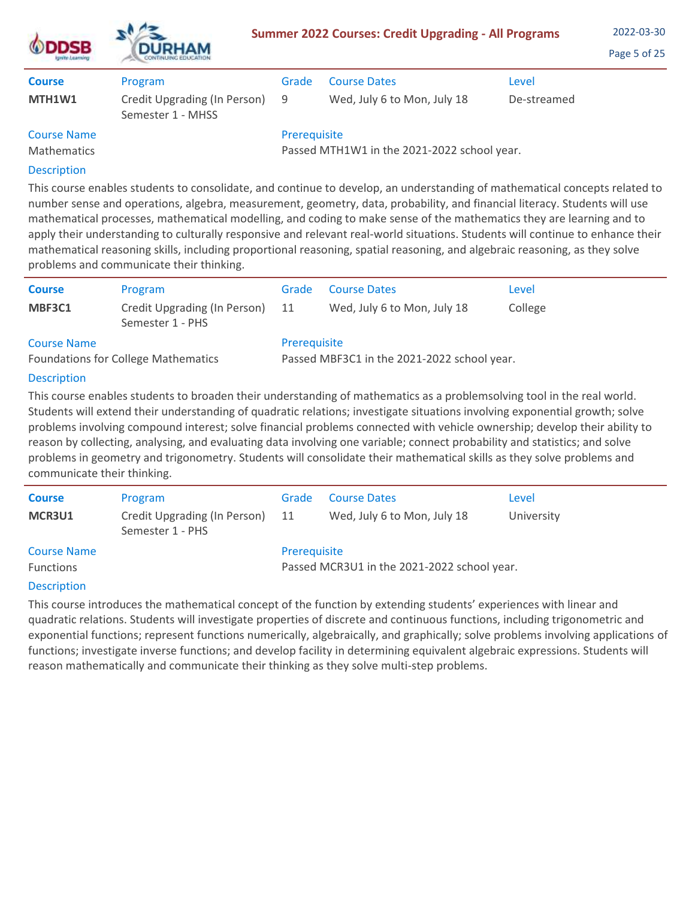| Course | Program | Grade | Course Dates | Level |
|---|---|---|---|---|
| **MTH1W1** | Credit Upgrading (In Person) Semester 1 - MHSS | 9 | Wed, July 6 to Mon, July 18 | De-streamed |

**Course Name**
Mathematics

**Prerequisite**
Passed MTH1W1 in the 2021-2022 school year.

**Description**

This course enables students to consolidate, and continue to develop, an understanding of mathematical concepts related to number sense and operations, algebra, measurement, geometry, data, probability, and financial literacy. Students will use mathematical processes, mathematical modelling, and coding to make sense of the mathematics they are learning and to apply their understanding to culturally responsive and relevant real-world situations. Students will continue to enhance their mathematical reasoning skills, including proportional reasoning, spatial reasoning, and algebraic reasoning, as they solve problems and communicate their thinking.

---

| Course | Program | Grade | Course Dates | Level |
|---|---|---|---|---|
| **MBF3C1** | Credit Upgrading (In Person) Semester 1 - PHS | 11 | Wed, July 6 to Mon, July 18 | College |

**Course Name**
Foundations for College Mathematics

**Prerequisite**
Passed MBF3C1 in the 2021-2022 school year.

**Description**

This course enables students to broaden their understanding of mathematics as a problemsolving tool in the real world. Students will extend their understanding of quadratic relations; investigate situations involving exponential growth; solve problems involving compound interest; solve financial problems connected with vehicle ownership; develop their ability to reason by collecting, analysing, and evaluating data involving one variable; connect probability and statistics; and solve problems in geometry and trigonometry. Students will consolidate their mathematical skills as they solve problems and communicate their thinking.

---

| Course | Program | Grade | Course Dates | Level |
|---|---|---|---|---|
| **MCR3U1** | Credit Upgrading (In Person) Semester 1 - PHS | 11 | Wed, July 6 to Mon, July 18 | University |

**Course Name**
Functions

**Prerequisite**
Passed MCR3U1 in the 2021-2022 school year.

**Description**

This course introduces the mathematical concept of the function by extending students' experiences with linear and quadratic relations. Students will investigate properties of discrete and continuous functions, including trigonometric and exponential functions; represent functions numerically, algebraically, and graphically; solve problems involving applications of functions; investigate inverse functions; and develop facility in determining equivalent algebraic expressions. Students will reason mathematically and communicate their thinking as they solve multi-step problems.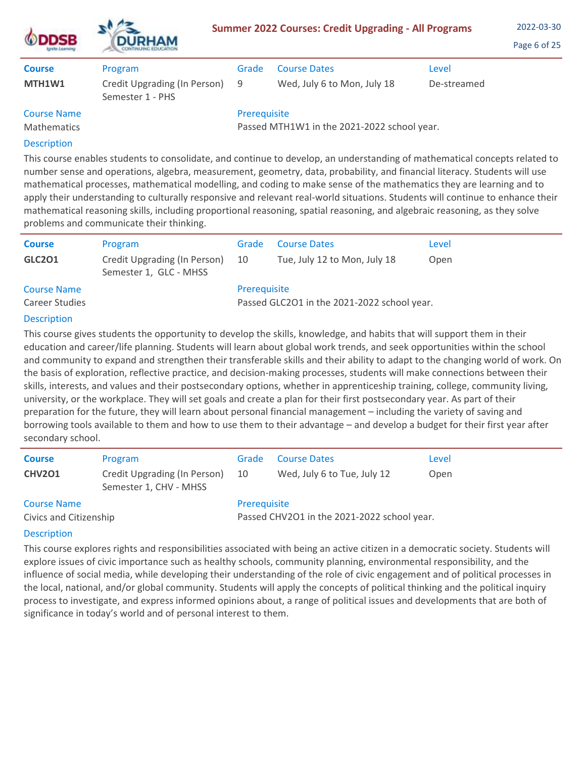| Course | Program | Grade | Course Dates | Level |
|---|---|---|---|---|
| **MTH1W1** | Credit Upgrading (In Person) Semester 1 - PHS | 9 | Wed, July 6 to Mon, July 18 | De-streamed |

**Course Name**
Mathematics

**Prerequisite**
Passed MTH1W1 in the 2021-2022 school year.

**Description**

This course enables students to consolidate, and continue to develop, an understanding of mathematical concepts related to number sense and operations, algebra, measurement, geometry, data, probability, and financial literacy. Students will use mathematical processes, mathematical modelling, and coding to make sense of the mathematics they are learning and to apply their understanding to culturally responsive and relevant real-world situations. Students will continue to enhance their mathematical reasoning skills, including proportional reasoning, spatial reasoning, and algebraic reasoning, as they solve problems and communicate their thinking.

---

| Course | Program | Grade | Course Dates | Level |
|---|---|---|---|---|
| **GLC2O1** | Credit Upgrading (In Person) Semester 1, GLC - MHSS | 10 | Tue, July 12 to Mon, July 18 | Open |

**Course Name**
Career Studies

**Prerequisite**
Passed GLC2O1 in the 2021-2022 school year.

**Description**

This course gives students the opportunity to develop the skills, knowledge, and habits that will support them in their education and career/life planning. Students will learn about global work trends, and seek opportunities within the school and community to expand and strengthen their transferable skills and their ability to adapt to the changing world of work. On the basis of exploration, reflective practice, and decision-making processes, students will make connections between their skills, interests, and values and their postsecondary options, whether in apprenticeship training, college, community living, university, or the workplace. They will set goals and create a plan for their first postsecondary year. As part of their preparation for the future, they will learn about personal financial management – including the variety of saving and borrowing tools available to them and how to use them to their advantage – and develop a budget for their first year after secondary school.

---

| Course | Program | Grade | Course Dates | Level |
|---|---|---|---|---|
| **CHV2O1** | Credit Upgrading (In Person) Semester 1, CHV - MHSS | 10 | Wed, July 6 to Tue, July 12 | Open |

**Course Name**
Civics and Citizenship

**Prerequisite**
Passed CHV2O1 in the 2021-2022 school year.

**Description**

This course explores rights and responsibilities associated with being an active citizen in a democratic society. Students will explore issues of civic importance such as healthy schools, community planning, environmental responsibility, and the influence of social media, while developing their understanding of the role of civic engagement and of political processes in the local, national, and/or global community. Students will apply the concepts of political thinking and the political inquiry process to investigate, and express informed opinions about, a range of political issues and developments that are both of significance in today's world and of personal interest to them.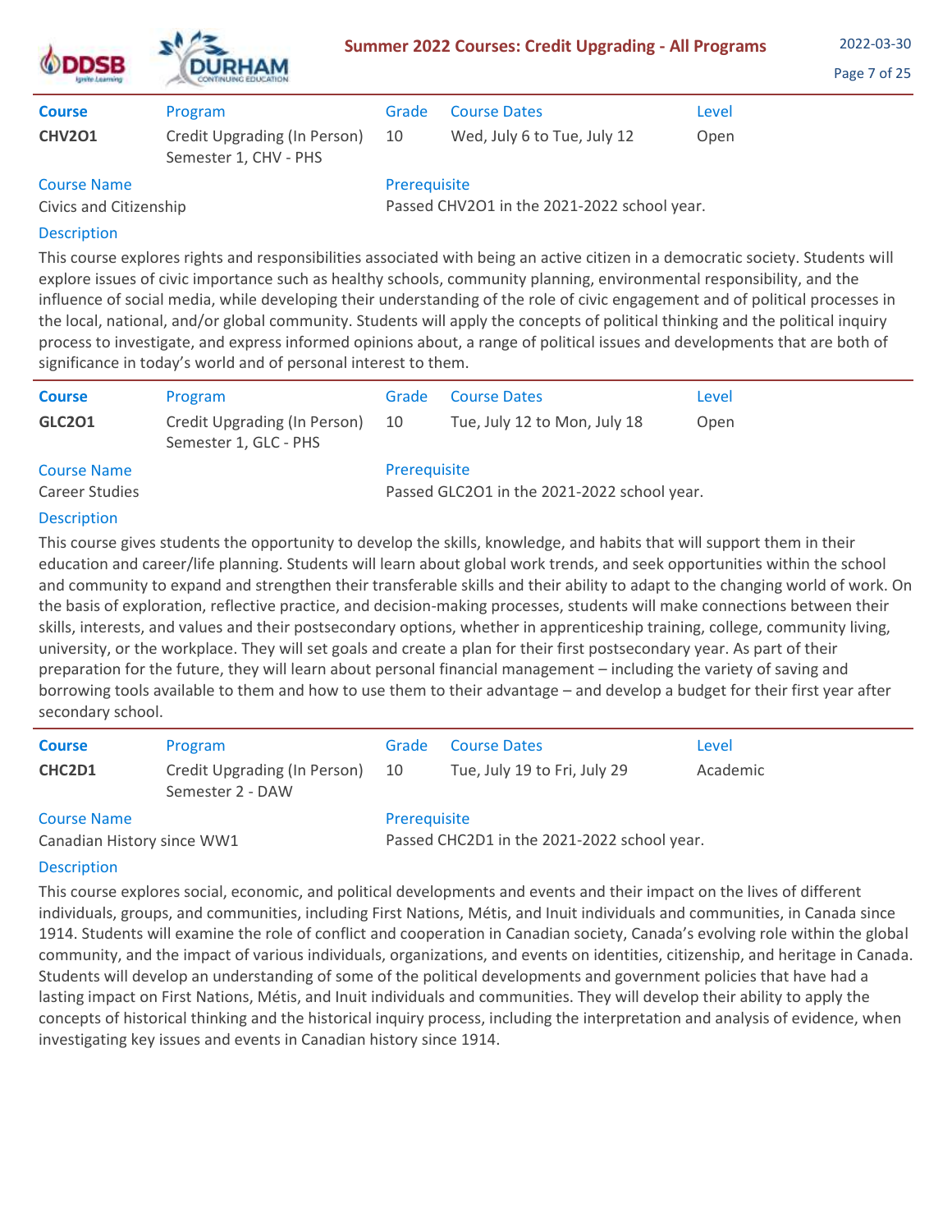| Course | Program | Grade | Course Dates | Level |
|---|---|---|---|---|
| **CHV2O1** | Credit Upgrading (In Person) Semester 1, CHV - PHS | 10 | Wed, July 6 to Tue, July 12 | Open |

**Course Name**
Civics and Citizenship

**Prerequisite**
Passed CHV2O1 in the 2021-2022 school year.

**Description**

This course explores rights and responsibilities associated with being an active citizen in a democratic society. Students will explore issues of civic importance such as healthy schools, community planning, environmental responsibility, and the influence of social media, while developing their understanding of the role of civic engagement and of political processes in the local, national, and/or global community. Students will apply the concepts of political thinking and the political inquiry process to investigate, and express informed opinions about, a range of political issues and developments that are both of significance in today's world and of personal interest to them.

---

| Course | Program | Grade | Course Dates | Level |
|---|---|---|---|---|
| **GLC2O1** | Credit Upgrading (In Person) Semester 1, GLC - PHS | 10 | Tue, July 12 to Mon, July 18 | Open |

**Course Name**
Career Studies

**Prerequisite**
Passed GLC2O1 in the 2021-2022 school year.

**Description**

This course gives students the opportunity to develop the skills, knowledge, and habits that will support them in their education and career/life planning. Students will learn about global work trends, and seek opportunities within the school and community to expand and strengthen their transferable skills and their ability to adapt to the changing world of work. On the basis of exploration, reflective practice, and decision-making processes, students will make connections between their skills, interests, and values and their postsecondary options, whether in apprenticeship training, college, community living, university, or the workplace. They will set goals and create a plan for their first postsecondary year. As part of their preparation for the future, they will learn about personal financial management – including the variety of saving and borrowing tools available to them and how to use them to their advantage – and develop a budget for their first year after secondary school.

---

| Course | Program | Grade | Course Dates | Level |
|---|---|---|---|---|
| **CHC2D1** | Credit Upgrading (In Person) Semester 2 - DAW | 10 | Tue, July 19 to Fri, July 29 | Academic |

**Course Name**
Canadian History since WW1

**Prerequisite**
Passed CHC2D1 in the 2021-2022 school year.

**Description**

This course explores social, economic, and political developments and events and their impact on the lives of different individuals, groups, and communities, including First Nations, Métis, and Inuit individuals and communities, in Canada since 1914. Students will examine the role of conflict and cooperation in Canadian society, Canada's evolving role within the global community, and the impact of various individuals, organizations, and events on identities, citizenship, and heritage in Canada. Students will develop an understanding of some of the political developments and government policies that have had a lasting impact on First Nations, Métis, and Inuit individuals and communities. They will develop their ability to apply the concepts of historical thinking and the historical inquiry process, including the interpretation and analysis of evidence, when investigating key issues and events in Canadian history since 1914.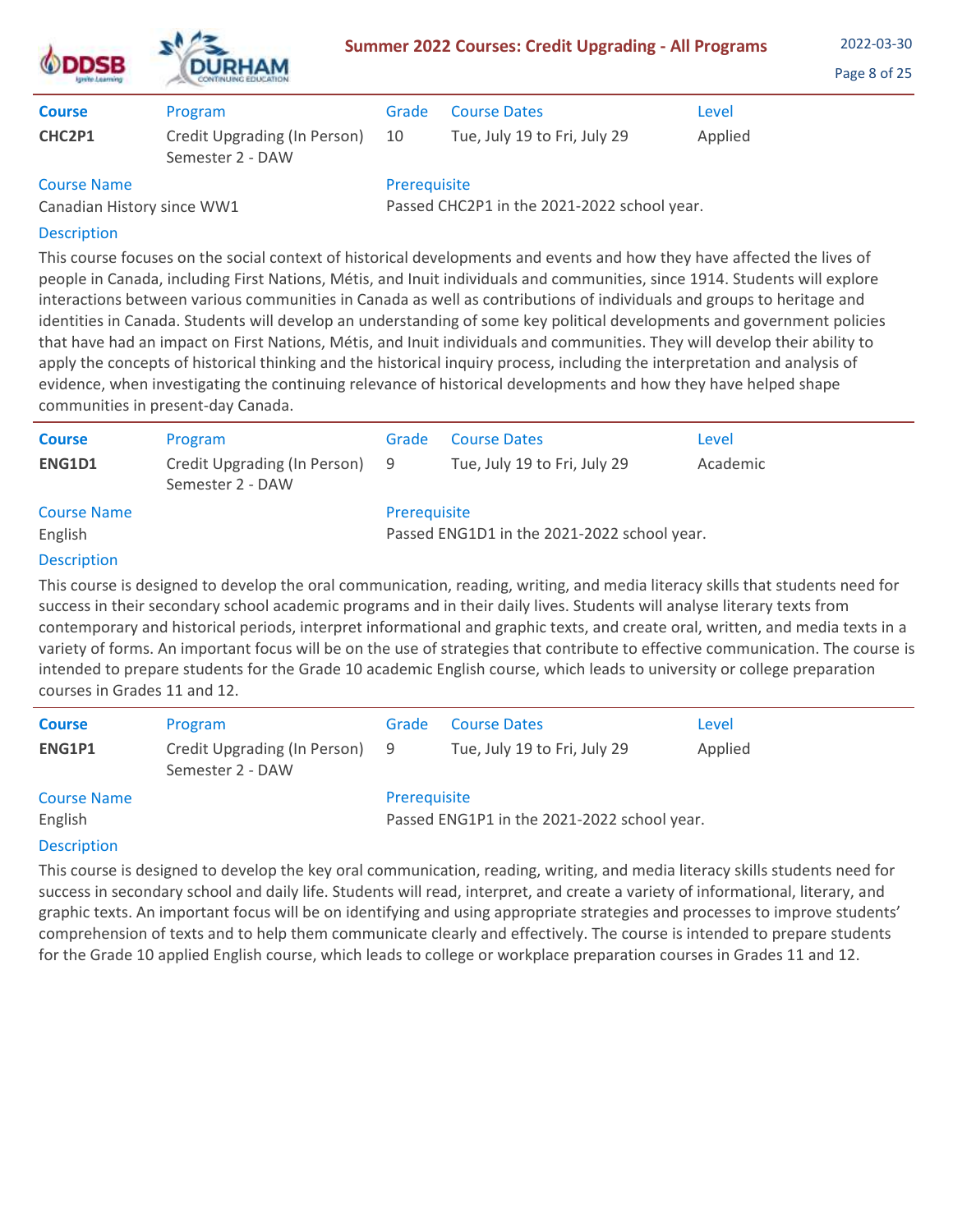| Course | Program | Grade | Course Dates | Level |
| --- | --- | --- | --- | --- |
| **CHC2P1** | Credit Upgrading (In Person) Semester 2 - DAW | 10 | Tue, July 19 to Fri, July 29 | Applied |

**Course Name**
Canadian History since WW1

**Prerequisite**
Passed CHC2P1 in the 2021-2022 school year.

**Description**

This course focuses on the social context of historical developments and events and how they have affected the lives of people in Canada, including First Nations, Métis, and Inuit individuals and communities, since 1914. Students will explore interactions between various communities in Canada as well as contributions of individuals and groups to heritage and identities in Canada. Students will develop an understanding of some key political developments and government policies that have had an impact on First Nations, Métis, and Inuit individuals and communities. They will develop their ability to apply the concepts of historical thinking and the historical inquiry process, including the interpretation and analysis of evidence, when investigating the continuing relevance of historical developments and how they have helped shape communities in present-day Canada.

---

| Course | Program | Grade | Course Dates | Level |
| --- | --- | --- | --- | --- |
| **ENG1D1** | Credit Upgrading (In Person) Semester 2 - DAW | 9 | Tue, July 19 to Fri, July 29 | Academic |

**Course Name**
English

**Prerequisite**
Passed ENG1D1 in the 2021-2022 school year.

**Description**

This course is designed to develop the oral communication, reading, writing, and media literacy skills that students need for success in their secondary school academic programs and in their daily lives. Students will analyse literary texts from contemporary and historical periods, interpret informational and graphic texts, and create oral, written, and media texts in a variety of forms. An important focus will be on the use of strategies that contribute to effective communication. The course is intended to prepare students for the Grade 10 academic English course, which leads to university or college preparation courses in Grades 11 and 12.

---

| Course | Program | Grade | Course Dates | Level |
| --- | --- | --- | --- | --- |
| **ENG1P1** | Credit Upgrading (In Person) Semester 2 - DAW | 9 | Tue, July 19 to Fri, July 29 | Applied |

**Course Name**
English

**Prerequisite**
Passed ENG1P1 in the 2021-2022 school year.

**Description**

This course is designed to develop the key oral communication, reading, writing, and media literacy skills students need for success in secondary school and daily life. Students will read, interpret, and create a variety of informational, literary, and graphic texts. An important focus will be on identifying and using appropriate strategies and processes to improve students' comprehension of texts and to help them communicate clearly and effectively. The course is intended to prepare students for the Grade 10 applied English course, which leads to college or workplace preparation courses in Grades 11 and 12.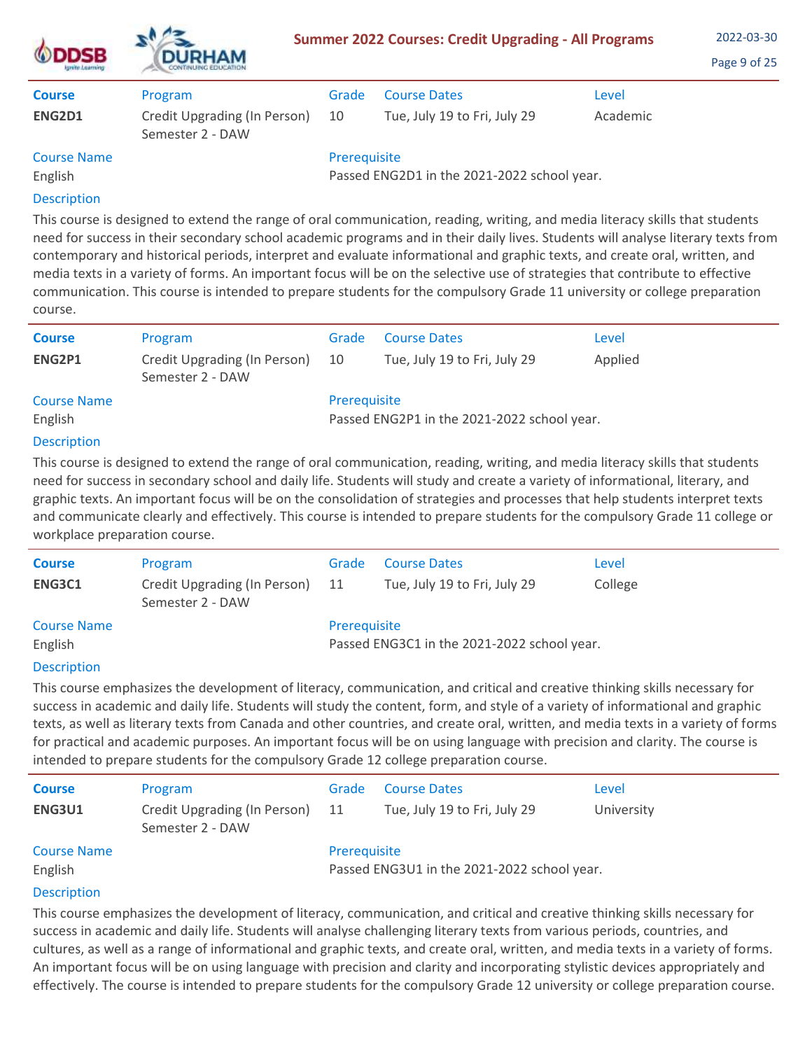| Course | Program | Grade | Course Dates | Level |
|---|---|---|---|---|
| **ENG2D1** | Credit Upgrading (In Person) Semester 2 - DAW | 10 | Tue, July 19 to Fri, July 29 | Academic |

**Course Name**
English

**Prerequisite**
Passed ENG2D1 in the 2021-2022 school year.

**Description**

This course is designed to extend the range of oral communication, reading, writing, and media literacy skills that students need for success in their secondary school academic programs and in their daily lives. Students will analyse literary texts from contemporary and historical periods, interpret and evaluate informational and graphic texts, and create oral, written, and media texts in a variety of forms. An important focus will be on the selective use of strategies that contribute to effective communication. This course is intended to prepare students for the compulsory Grade 11 university or college preparation course.

---

| Course | Program | Grade | Course Dates | Level |
|---|---|---|---|---|
| **ENG2P1** | Credit Upgrading (In Person) Semester 2 - DAW | 10 | Tue, July 19 to Fri, July 29 | Applied |

**Course Name**
English

**Prerequisite**
Passed ENG2P1 in the 2021-2022 school year.

**Description**

This course is designed to extend the range of oral communication, reading, writing, and media literacy skills that students need for success in secondary school and daily life. Students will study and create a variety of informational, literary, and graphic texts. An important focus will be on the consolidation of strategies and processes that help students interpret texts and communicate clearly and effectively. This course is intended to prepare students for the compulsory Grade 11 college or workplace preparation course.

---

| Course | Program | Grade | Course Dates | Level |
|---|---|---|---|---|
| **ENG3C1** | Credit Upgrading (In Person) Semester 2 - DAW | 11 | Tue, July 19 to Fri, July 29 | College |

**Course Name**
English

**Prerequisite**
Passed ENG3C1 in the 2021-2022 school year.

**Description**

This course emphasizes the development of literacy, communication, and critical and creative thinking skills necessary for success in academic and daily life. Students will study the content, form, and style of a variety of informational and graphic texts, as well as literary texts from Canada and other countries, and create oral, written, and media texts in a variety of forms for practical and academic purposes. An important focus will be on using language with precision and clarity. The course is intended to prepare students for the compulsory Grade 12 college preparation course.

---

| Course | Program | Grade | Course Dates | Level |
|---|---|---|---|---|
| **ENG3U1** | Credit Upgrading (In Person) Semester 2 - DAW | 11 | Tue, July 19 to Fri, July 29 | University |

**Course Name**
English

**Prerequisite**
Passed ENG3U1 in the 2021-2022 school year.

**Description**

This course emphasizes the development of literacy, communication, and critical and creative thinking skills necessary for success in academic and daily life. Students will analyse challenging literary texts from various periods, countries, and cultures, as well as a range of informational and graphic texts, and create oral, written, and media texts in a variety of forms. An important focus will be on using language with precision and clarity and incorporating stylistic devices appropriately and effectively. The course is intended to prepare students for the compulsory Grade 12 university or college preparation course.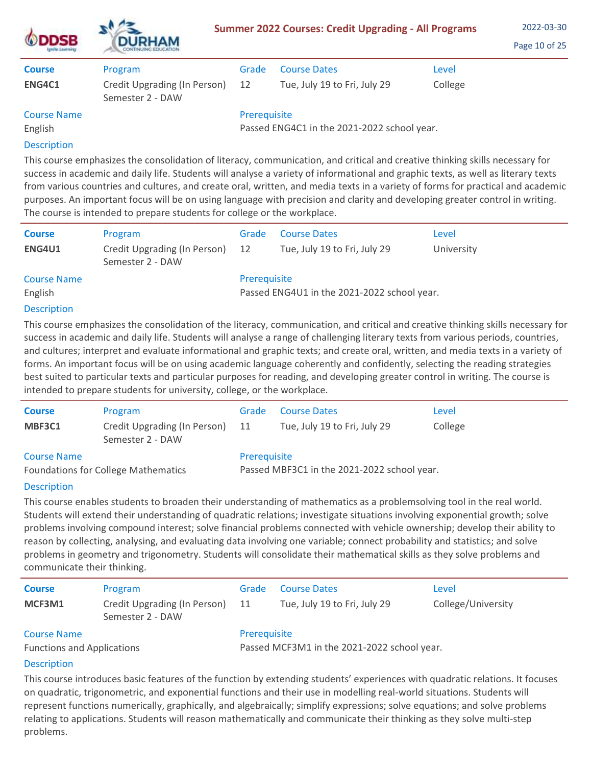| Course | Program | Grade | Course Dates | Level |
|---|---|---|---|---|
| **ENG4C1** | Credit Upgrading (In Person) Semester 2 - DAW | 12 | Tue, July 19 to Fri, July 29 | College |

**Course Name**
English

**Prerequisite**
Passed ENG4C1 in the 2021-2022 school year.

**Description**

This course emphasizes the consolidation of literacy, communication, and critical and creative thinking skills necessary for success in academic and daily life. Students will analyse a variety of informational and graphic texts, as well as literary texts from various countries and cultures, and create oral, written, and media texts in a variety of forms for practical and academic purposes. An important focus will be on using language with precision and clarity and developing greater control in writing. The course is intended to prepare students for college or the workplace.

---

| Course | Program | Grade | Course Dates | Level |
|---|---|---|---|---|
| **ENG4U1** | Credit Upgrading (In Person) Semester 2 - DAW | 12 | Tue, July 19 to Fri, July 29 | University |

**Course Name**
English

**Prerequisite**
Passed ENG4U1 in the 2021-2022 school year.

**Description**

This course emphasizes the consolidation of the literacy, communication, and critical and creative thinking skills necessary for success in academic and daily life. Students will analyse a range of challenging literary texts from various periods, countries, and cultures; interpret and evaluate informational and graphic texts; and create oral, written, and media texts in a variety of forms. An important focus will be on using academic language coherently and confidently, selecting the reading strategies best suited to particular texts and particular purposes for reading, and developing greater control in writing. The course is intended to prepare students for university, college, or the workplace.

---

| Course | Program | Grade | Course Dates | Level |
|---|---|---|---|---|
| **MBF3C1** | Credit Upgrading (In Person) Semester 2 - DAW | 11 | Tue, July 19 to Fri, July 29 | College |

**Course Name**
Foundations for College Mathematics

**Prerequisite**
Passed MBF3C1 in the 2021-2022 school year.

**Description**

This course enables students to broaden their understanding of mathematics as a problemsolving tool in the real world. Students will extend their understanding of quadratic relations; investigate situations involving exponential growth; solve problems involving compound interest; solve financial problems connected with vehicle ownership; develop their ability to reason by collecting, analysing, and evaluating data involving one variable; connect probability and statistics; and solve problems in geometry and trigonometry. Students will consolidate their mathematical skills as they solve problems and communicate their thinking.

---

| Course | Program | Grade | Course Dates | Level |
|---|---|---|---|---|
| **MCF3M1** | Credit Upgrading (In Person) Semester 2 - DAW | 11 | Tue, July 19 to Fri, July 29 | College/University |

**Course Name**
Functions and Applications

**Prerequisite**
Passed MCF3M1 in the 2021-2022 school year.

**Description**

This course introduces basic features of the function by extending students' experiences with quadratic relations. It focuses on quadratic, trigonometric, and exponential functions and their use in modelling real-world situations. Students will represent functions numerically, graphically, and algebraically; simplify expressions; solve equations; and solve problems relating to applications. Students will reason mathematically and communicate their thinking as they solve multi-step problems.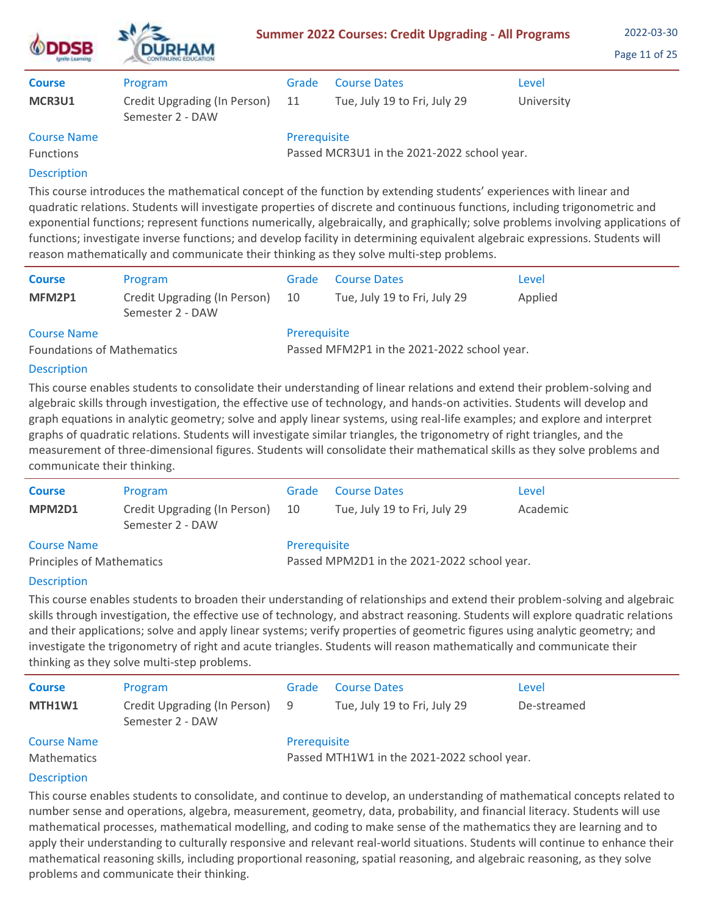| Course | Program | Grade | Course Dates | Level |
|---|---|---|---|---|
| **MCR3U1** | Credit Upgrading (In Person) Semester 2 - DAW | 11 | Tue, July 19 to Fri, July 29 | University |

**Course Name**
Functions

**Prerequisite**
Passed MCR3U1 in the 2021-2022 school year.

**Description**

This course introduces the mathematical concept of the function by extending students' experiences with linear and quadratic relations. Students will investigate properties of discrete and continuous functions, including trigonometric and exponential functions; represent functions numerically, algebraically, and graphically; solve problems involving applications of functions; investigate inverse functions; and develop facility in determining equivalent algebraic expressions. Students will reason mathematically and communicate their thinking as they solve multi-step problems.

---

| Course | Program | Grade | Course Dates | Level |
|---|---|---|---|---|
| **MFM2P1** | Credit Upgrading (In Person) Semester 2 - DAW | 10 | Tue, July 19 to Fri, July 29 | Applied |

**Course Name**
Foundations of Mathematics

**Prerequisite**
Passed MFM2P1 in the 2021-2022 school year.

**Description**

This course enables students to consolidate their understanding of linear relations and extend their problem-solving and algebraic skills through investigation, the effective use of technology, and hands-on activities. Students will develop and graph equations in analytic geometry; solve and apply linear systems, using real-life examples; and explore and interpret graphs of quadratic relations. Students will investigate similar triangles, the trigonometry of right triangles, and the measurement of three-dimensional figures. Students will consolidate their mathematical skills as they solve problems and communicate their thinking.

---

| Course | Program | Grade | Course Dates | Level |
|---|---|---|---|---|
| **MPM2D1** | Credit Upgrading (In Person) Semester 2 - DAW | 10 | Tue, July 19 to Fri, July 29 | Academic |

**Course Name**
Principles of Mathematics

**Prerequisite**
Passed MPM2D1 in the 2021-2022 school year.

**Description**

This course enables students to broaden their understanding of relationships and extend their problem-solving and algebraic skills through investigation, the effective use of technology, and abstract reasoning. Students will explore quadratic relations and their applications; solve and apply linear systems; verify properties of geometric figures using analytic geometry; and investigate the trigonometry of right and acute triangles. Students will reason mathematically and communicate their thinking as they solve multi-step problems.

---

| Course | Program | Grade | Course Dates | Level |
|---|---|---|---|---|
| **MTH1W1** | Credit Upgrading (In Person) Semester 2 - DAW | 9 | Tue, July 19 to Fri, July 29 | De-streamed |

**Course Name**
Mathematics

**Prerequisite**
Passed MTH1W1 in the 2021-2022 school year.

**Description**

This course enables students to consolidate, and continue to develop, an understanding of mathematical concepts related to number sense and operations, algebra, measurement, geometry, data, probability, and financial literacy. Students will use mathematical processes, mathematical modelling, and coding to make sense of the mathematics they are learning and to apply their understanding to culturally responsive and relevant real-world situations. Students will continue to enhance their mathematical reasoning skills, including proportional reasoning, spatial reasoning, and algebraic reasoning, as they solve problems and communicate their thinking.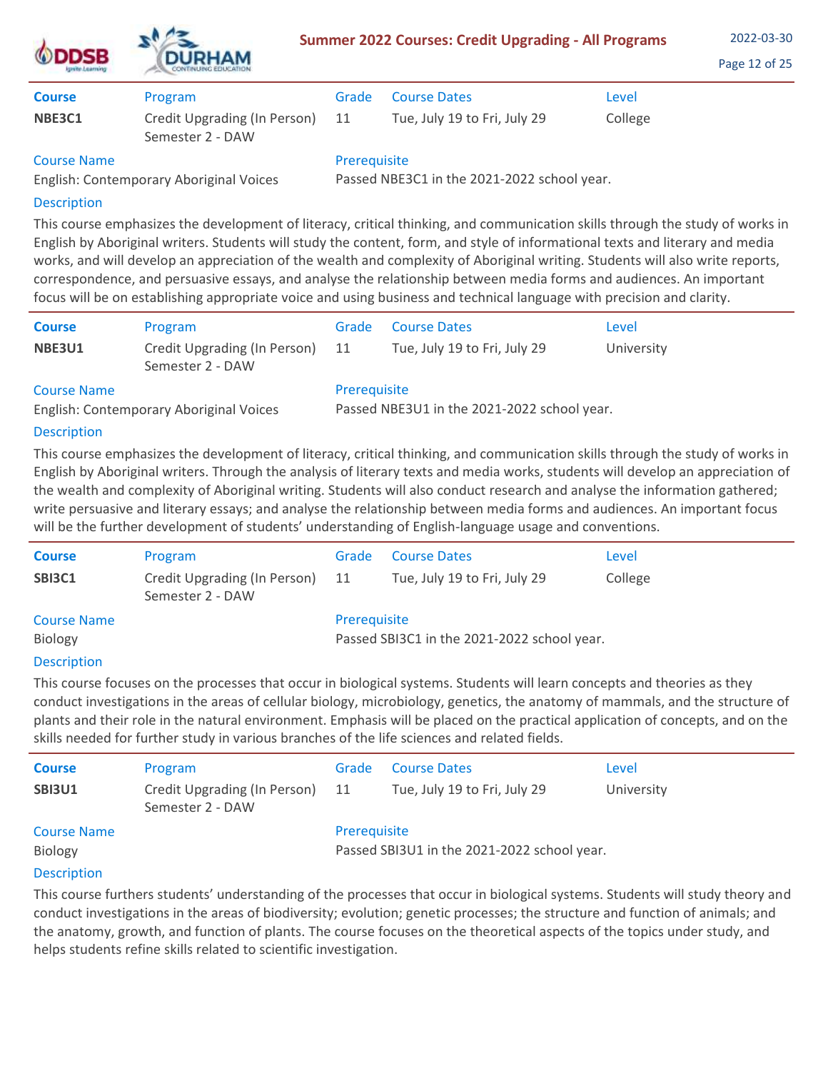| Course | Program | Grade | Course Dates | Level |
|---|---|---|---|---|
| **NBE3C1** | Credit Upgrading (In Person) Semester 2 - DAW | 11 | Tue, July 19 to Fri, July 29 | College |

**Course Name**
English: Contemporary Aboriginal Voices

**Prerequisite**
Passed NBE3C1 in the 2021-2022 school year.

**Description**

This course emphasizes the development of literacy, critical thinking, and communication skills through the study of works in English by Aboriginal writers. Students will study the content, form, and style of informational texts and literary and media works, and will develop an appreciation of the wealth and complexity of Aboriginal writing. Students will also write reports, correspondence, and persuasive essays, and analyse the relationship between media forms and audiences. An important focus will be on establishing appropriate voice and using business and technical language with precision and clarity.

---

| Course | Program | Grade | Course Dates | Level |
|---|---|---|---|---|
| **NBE3U1** | Credit Upgrading (In Person) Semester 2 - DAW | 11 | Tue, July 19 to Fri, July 29 | University |

**Course Name**
English: Contemporary Aboriginal Voices

**Prerequisite**
Passed NBE3U1 in the 2021-2022 school year.

**Description**

This course emphasizes the development of literacy, critical thinking, and communication skills through the study of works in English by Aboriginal writers. Through the analysis of literary texts and media works, students will develop an appreciation of the wealth and complexity of Aboriginal writing. Students will also conduct research and analyse the information gathered; write persuasive and literary essays; and analyse the relationship between media forms and audiences. An important focus will be the further development of students' understanding of English-language usage and conventions.

---

| Course | Program | Grade | Course Dates | Level |
|---|---|---|---|---|
| **SBI3C1** | Credit Upgrading (In Person) Semester 2 - DAW | 11 | Tue, July 19 to Fri, July 29 | College |

**Course Name**
Biology

**Prerequisite**
Passed SBI3C1 in the 2021-2022 school year.

**Description**

This course focuses on the processes that occur in biological systems. Students will learn concepts and theories as they conduct investigations in the areas of cellular biology, microbiology, genetics, the anatomy of mammals, and the structure of plants and their role in the natural environment. Emphasis will be placed on the practical application of concepts, and on the skills needed for further study in various branches of the life sciences and related fields.

---

| Course | Program | Grade | Course Dates | Level |
|---|---|---|---|---|
| **SBI3U1** | Credit Upgrading (In Person) Semester 2 - DAW | 11 | Tue, July 19 to Fri, July 29 | University |

**Course Name**
Biology

**Prerequisite**
Passed SBI3U1 in the 2021-2022 school year.

**Description**

This course furthers students' understanding of the processes that occur in biological systems. Students will study theory and conduct investigations in the areas of biodiversity; evolution; genetic processes; the structure and function of animals; and the anatomy, growth, and function of plants. The course focuses on the theoretical aspects of the topics under study, and helps students refine skills related to scientific investigation.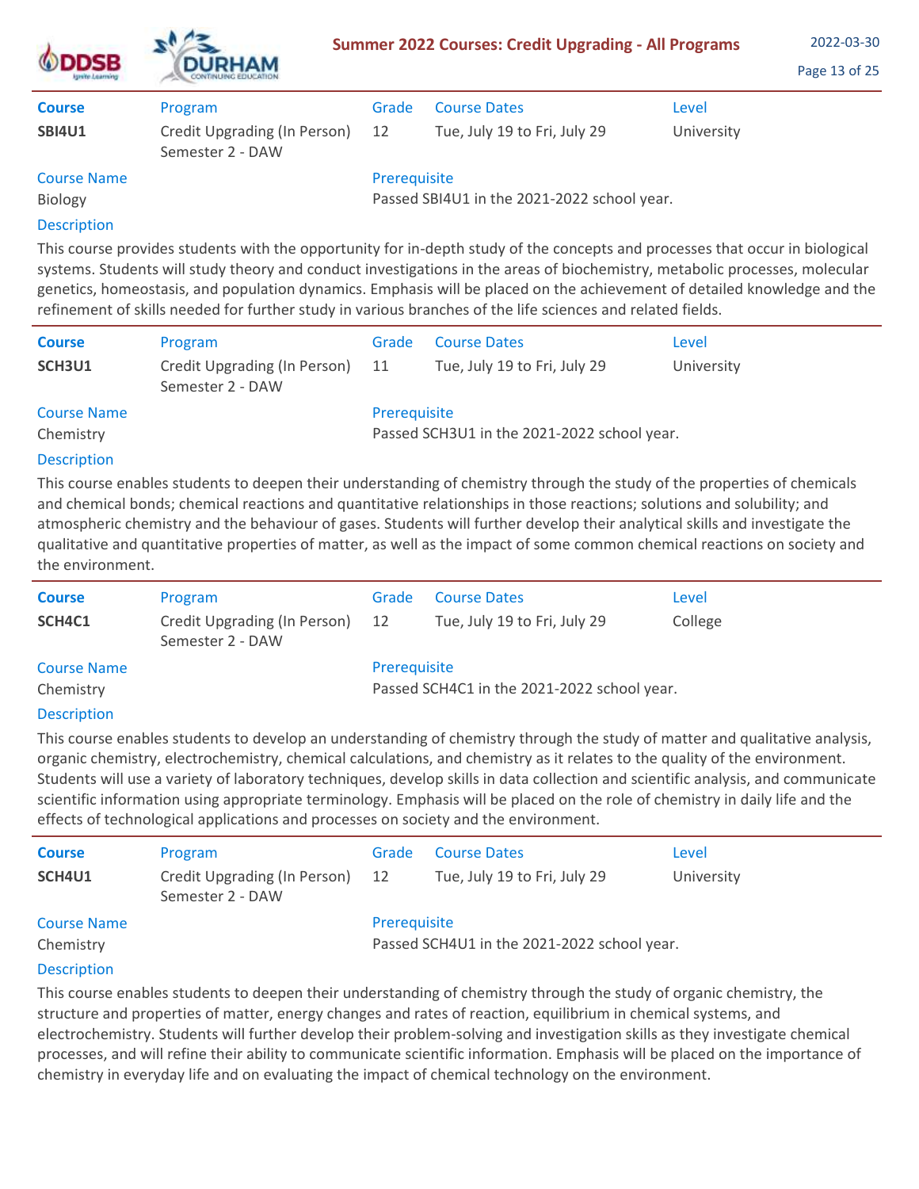| Course | Program | Grade | Course Dates | Level |
|---|---|---|---|---|
| **SBI4U1** | Credit Upgrading (In Person) Semester 2 - DAW | 12 | Tue, July 19 to Fri, July 29 | University |

**Course Name**
Biology

**Prerequisite**
Passed SBI4U1 in the 2021-2022 school year.

**Description**

This course provides students with the opportunity for in-depth study of the concepts and processes that occur in biological systems. Students will study theory and conduct investigations in the areas of biochemistry, metabolic processes, molecular genetics, homeostasis, and population dynamics. Emphasis will be placed on the achievement of detailed knowledge and the refinement of skills needed for further study in various branches of the life sciences and related fields.

---

| Course | Program | Grade | Course Dates | Level |
|---|---|---|---|---|
| **SCH3U1** | Credit Upgrading (In Person) Semester 2 - DAW | 11 | Tue, July 19 to Fri, July 29 | University |

**Course Name**
Chemistry

**Prerequisite**
Passed SCH3U1 in the 2021-2022 school year.

**Description**

This course enables students to deepen their understanding of chemistry through the study of the properties of chemicals and chemical bonds; chemical reactions and quantitative relationships in those reactions; solutions and solubility; and atmospheric chemistry and the behaviour of gases. Students will further develop their analytical skills and investigate the qualitative and quantitative properties of matter, as well as the impact of some common chemical reactions on society and the environment.

---

| Course | Program | Grade | Course Dates | Level |
|---|---|---|---|---|
| **SCH4C1** | Credit Upgrading (In Person) Semester 2 - DAW | 12 | Tue, July 19 to Fri, July 29 | College |

**Course Name**
Chemistry

**Prerequisite**
Passed SCH4C1 in the 2021-2022 school year.

**Description**

This course enables students to develop an understanding of chemistry through the study of matter and qualitative analysis, organic chemistry, electrochemistry, chemical calculations, and chemistry as it relates to the quality of the environment. Students will use a variety of laboratory techniques, develop skills in data collection and scientific analysis, and communicate scientific information using appropriate terminology. Emphasis will be placed on the role of chemistry in daily life and the effects of technological applications and processes on society and the environment.

---

| Course | Program | Grade | Course Dates | Level |
|---|---|---|---|---|
| **SCH4U1** | Credit Upgrading (In Person) Semester 2 - DAW | 12 | Tue, July 19 to Fri, July 29 | University |

**Course Name**
Chemistry

**Prerequisite**
Passed SCH4U1 in the 2021-2022 school year.

**Description**

This course enables students to deepen their understanding of chemistry through the study of organic chemistry, the structure and properties of matter, energy changes and rates of reaction, equilibrium in chemical systems, and electrochemistry. Students will further develop their problem-solving and investigation skills as they investigate chemical processes, and will refine their ability to communicate scientific information. Emphasis will be placed on the importance of chemistry in everyday life and on evaluating the impact of chemical technology on the environment.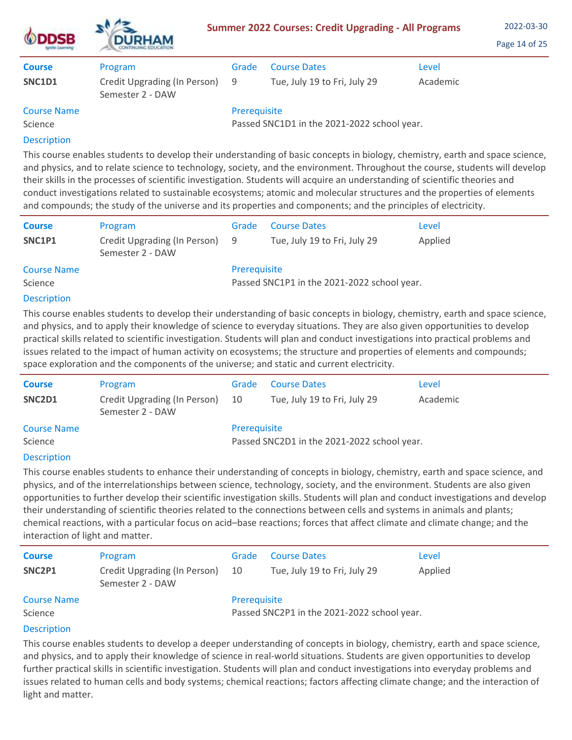| Course | Program | Grade | Course Dates | Level |
|---|---|---|---|---|
| **SNC1D1** | Credit Upgrading (In Person) Semester 2 - DAW | 9 | Tue, July 19 to Fri, July 29 | Academic |

**Course Name**
Science

**Prerequisite**
Passed SNC1D1 in the 2021-2022 school year.

**Description**

This course enables students to develop their understanding of basic concepts in biology, chemistry, earth and space science, and physics, and to relate science to technology, society, and the environment. Throughout the course, students will develop their skills in the processes of scientific investigation. Students will acquire an understanding of scientific theories and conduct investigations related to sustainable ecosystems; atomic and molecular structures and the properties of elements and compounds; the study of the universe and its properties and components; and the principles of electricity.

---

| Course | Program | Grade | Course Dates | Level |
|---|---|---|---|---|
| **SNC1P1** | Credit Upgrading (In Person) Semester 2 - DAW | 9 | Tue, July 19 to Fri, July 29 | Applied |

**Course Name**
Science

**Prerequisite**
Passed SNC1P1 in the 2021-2022 school year.

**Description**

This course enables students to develop their understanding of basic concepts in biology, chemistry, earth and space science, and physics, and to apply their knowledge of science to everyday situations. They are also given opportunities to develop practical skills related to scientific investigation. Students will plan and conduct investigations into practical problems and issues related to the impact of human activity on ecosystems; the structure and properties of elements and compounds; space exploration and the components of the universe; and static and current electricity.

---

| Course | Program | Grade | Course Dates | Level |
|---|---|---|---|---|
| **SNC2D1** | Credit Upgrading (In Person) Semester 2 - DAW | 10 | Tue, July 19 to Fri, July 29 | Academic |

**Course Name**
Science

**Prerequisite**
Passed SNC2D1 in the 2021-2022 school year.

**Description**

This course enables students to enhance their understanding of concepts in biology, chemistry, earth and space science, and physics, and of the interrelationships between science, technology, society, and the environment. Students are also given opportunities to further develop their scientific investigation skills. Students will plan and conduct investigations and develop their understanding of scientific theories related to the connections between cells and systems in animals and plants; chemical reactions, with a particular focus on acid–base reactions; forces that affect climate and climate change; and the interaction of light and matter.

---

| Course | Program | Grade | Course Dates | Level |
|---|---|---|---|---|
| **SNC2P1** | Credit Upgrading (In Person) Semester 2 - DAW | 10 | Tue, July 19 to Fri, July 29 | Applied |

**Course Name**
Science

**Prerequisite**
Passed SNC2P1 in the 2021-2022 school year.

**Description**

This course enables students to develop a deeper understanding of concepts in biology, chemistry, earth and space science, and physics, and to apply their knowledge of science in real-world situations. Students are given opportunities to develop further practical skills in scientific investigation. Students will plan and conduct investigations into everyday problems and issues related to human cells and body systems; chemical reactions; factors affecting climate change; and the interaction of light and matter.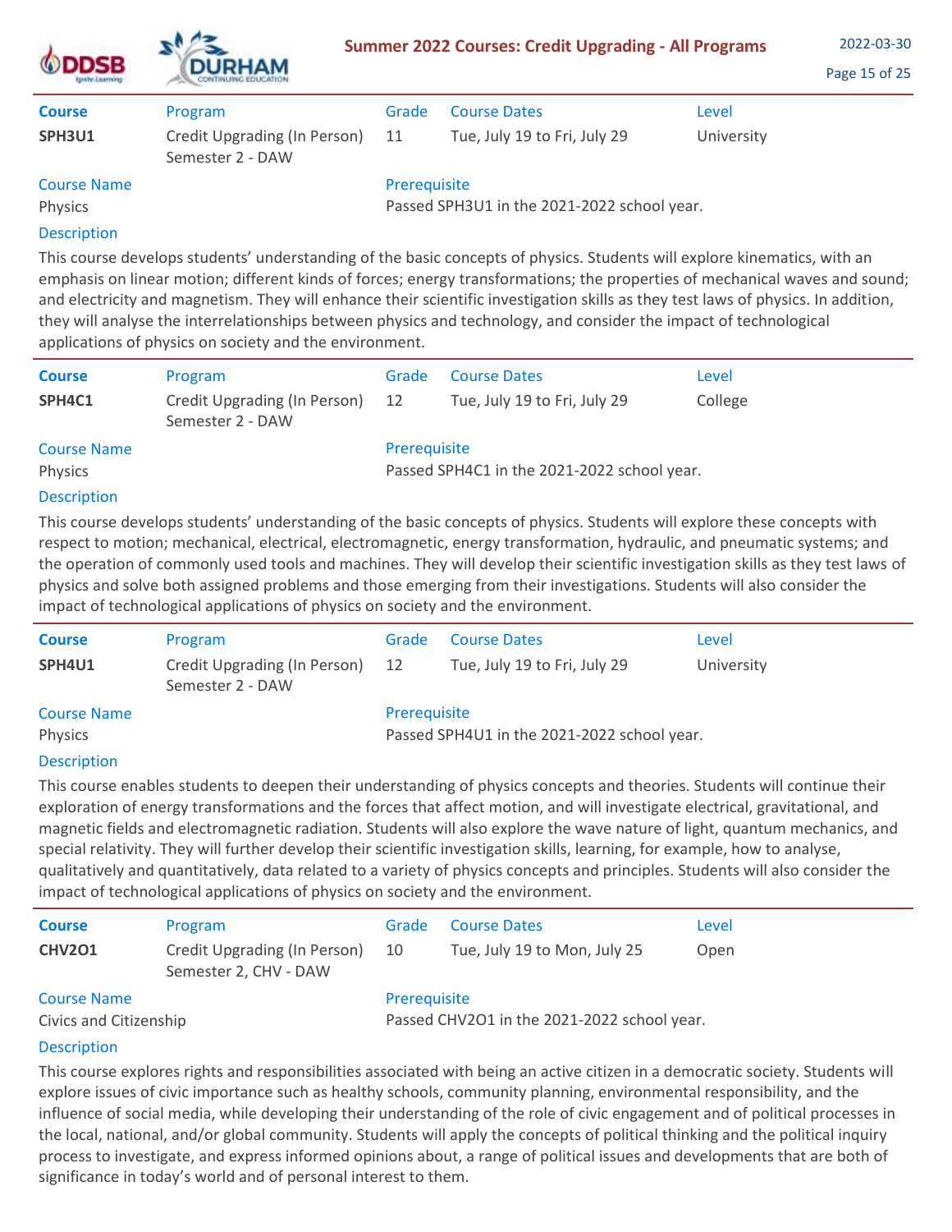| Course | Program | Grade | Course Dates | Level |
|---|---|---|---|---|
| **SPH3U1** | Credit Upgrading (In Person) Semester 2 - DAW | 11 | Tue, July 19 to Fri, July 29 | University |

**Course Name**
Physics

**Prerequisite**
Passed SPH3U1 in the 2021-2022 school year.

**Description**

This course develops students' understanding of the basic concepts of physics. Students will explore kinematics, with an emphasis on linear motion; different kinds of forces; energy transformations; the properties of mechanical waves and sound; and electricity and magnetism. They will enhance their scientific investigation skills as they test laws of physics. In addition, they will analyse the interrelationships between physics and technology, and consider the impact of technological applications of physics on society and the environment.

---

| Course | Program | Grade | Course Dates | Level |
|---|---|---|---|---|
| **SPH4C1** | Credit Upgrading (In Person) Semester 2 - DAW | 12 | Tue, July 19 to Fri, July 29 | College |

**Course Name**
Physics

**Prerequisite**
Passed SPH4C1 in the 2021-2022 school year.

**Description**

This course develops students' understanding of the basic concepts of physics. Students will explore these concepts with respect to motion; mechanical, electrical, electromagnetic, energy transformation, hydraulic, and pneumatic systems; and the operation of commonly used tools and machines. They will develop their scientific investigation skills as they test laws of physics and solve both assigned problems and those emerging from their investigations. Students will also consider the impact of technological applications of physics on society and the environment.

---

| Course | Program | Grade | Course Dates | Level |
|---|---|---|---|---|
| **SPH4U1** | Credit Upgrading (In Person) Semester 2 - DAW | 12 | Tue, July 19 to Fri, July 29 | University |

**Course Name**
Physics

**Prerequisite**
Passed SPH4U1 in the 2021-2022 school year.

**Description**

This course enables students to deepen their understanding of physics concepts and theories. Students will continue their exploration of energy transformations and the forces that affect motion, and will investigate electrical, gravitational, and magnetic fields and electromagnetic radiation. Students will also explore the wave nature of light, quantum mechanics, and special relativity. They will further develop their scientific investigation skills, learning, for example, how to analyse, qualitatively and quantitatively, data related to a variety of physics concepts and principles. Students will also consider the impact of technological applications of physics on society and the environment.

---

| Course | Program | Grade | Course Dates | Level |
|---|---|---|---|---|
| **CHV2O1** | Credit Upgrading (In Person) Semester 2, CHV - DAW | 10 | Tue, July 19 to Mon, July 25 | Open |

**Course Name**
Civics and Citizenship

**Prerequisite**
Passed CHV2O1 in the 2021-2022 school year.

**Description**

This course explores rights and responsibilities associated with being an active citizen in a democratic society. Students will explore issues of civic importance such as healthy schools, community planning, environmental responsibility, and the influence of social media, while developing their understanding of the role of civic engagement and of political processes in the local, national, and/or global community. Students will apply the concepts of political thinking and the political inquiry process to investigate, and express informed opinions about, a range of political issues and developments that are both of significance in today's world and of personal interest to them.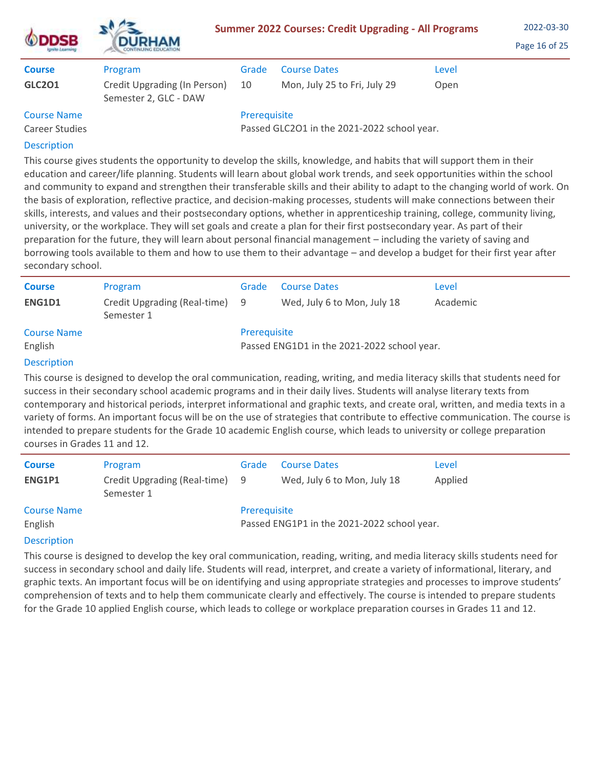| Course | Program | Grade | Course Dates | Level |
|---|---|---|---|---|
| **GLC2O1** | Credit Upgrading (In Person) Semester 2, GLC - DAW | 10 | Mon, July 25 to Fri, July 29 | Open |

**Course Name**
Career Studies

**Prerequisite**
Passed GLC2O1 in the 2021-2022 school year.

**Description**

This course gives students the opportunity to develop the skills, knowledge, and habits that will support them in their education and career/life planning. Students will learn about global work trends, and seek opportunities within the school and community to expand and strengthen their transferable skills and their ability to adapt to the changing world of work. On the basis of exploration, reflective practice, and decision-making processes, students will make connections between their skills, interests, and values and their postsecondary options, whether in apprenticeship training, college, community living, university, or the workplace. They will set goals and create a plan for their first postsecondary year. As part of their preparation for the future, they will learn about personal financial management – including the variety of saving and borrowing tools available to them and how to use them to their advantage – and develop a budget for their first year after secondary school.

---

| Course | Program | Grade | Course Dates | Level |
|---|---|---|---|---|
| **ENG1D1** | Credit Upgrading (Real-time) Semester 1 | 9 | Wed, July 6 to Mon, July 18 | Academic |

**Course Name**
English

**Prerequisite**
Passed ENG1D1 in the 2021-2022 school year.

**Description**

This course is designed to develop the oral communication, reading, writing, and media literacy skills that students need for success in their secondary school academic programs and in their daily lives. Students will analyse literary texts from contemporary and historical periods, interpret informational and graphic texts, and create oral, written, and media texts in a variety of forms. An important focus will be on the use of strategies that contribute to effective communication. The course is intended to prepare students for the Grade 10 academic English course, which leads to university or college preparation courses in Grades 11 and 12.

---

| Course | Program | Grade | Course Dates | Level |
|---|---|---|---|---|
| **ENG1P1** | Credit Upgrading (Real-time) Semester 1 | 9 | Wed, July 6 to Mon, July 18 | Applied |

**Course Name**
English

**Prerequisite**
Passed ENG1P1 in the 2021-2022 school year.

**Description**

This course is designed to develop the key oral communication, reading, writing, and media literacy skills students need for success in secondary school and daily life. Students will read, interpret, and create a variety of informational, literary, and graphic texts. An important focus will be on identifying and using appropriate strategies and processes to improve students' comprehension of texts and to help them communicate clearly and effectively. The course is intended to prepare students for the Grade 10 applied English course, which leads to college or workplace preparation courses in Grades 11 and 12.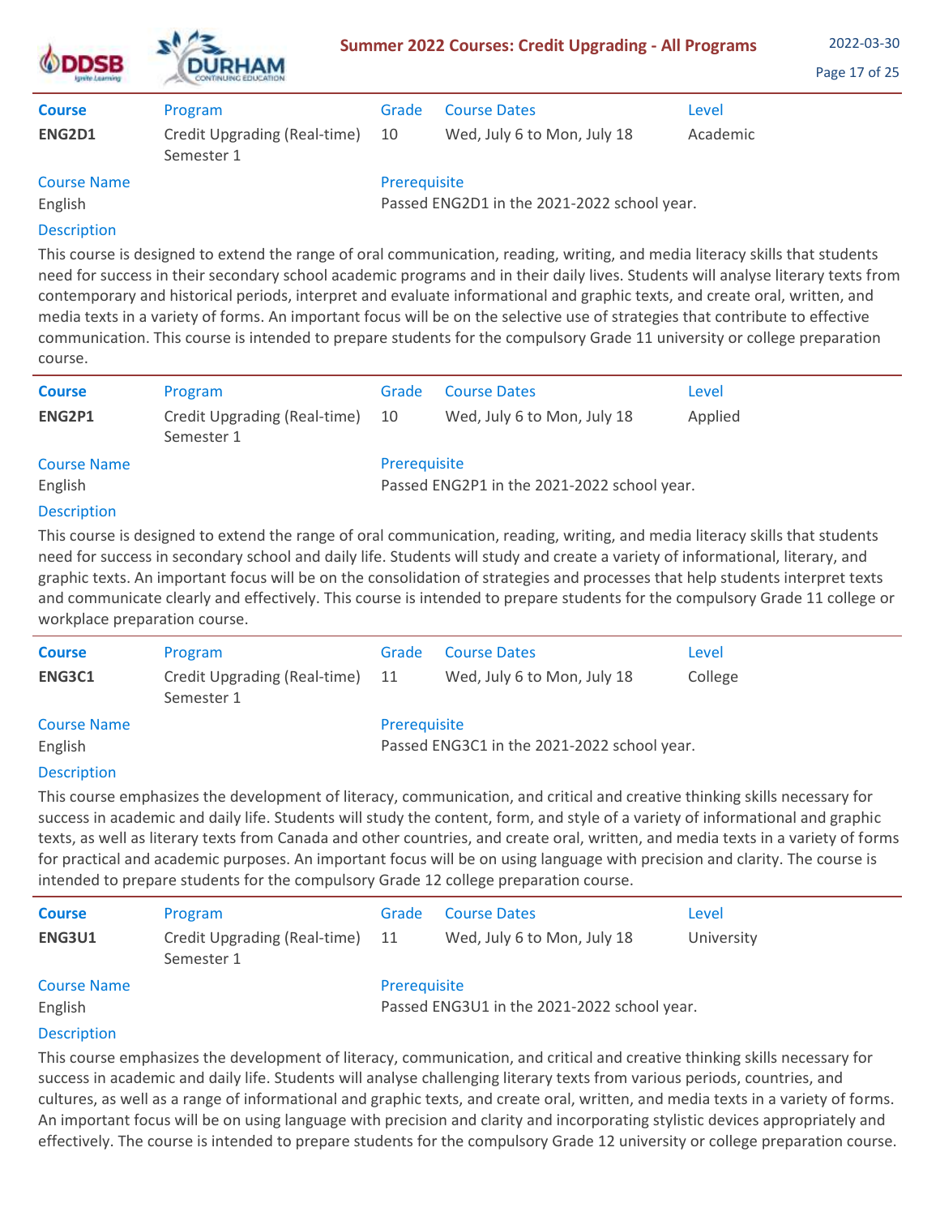| Course | Program | Grade | Course Dates | Level |
|---|---|---|---|---|
| **ENG2D1** | Credit Upgrading (Real-time) Semester 1 | 10 | Wed, July 6 to Mon, July 18 | Academic |

**Course Name**
English

**Prerequisite**
Passed ENG2D1 in the 2021-2022 school year.

**Description**

This course is designed to extend the range of oral communication, reading, writing, and media literacy skills that students need for success in their secondary school academic programs and in their daily lives. Students will analyse literary texts from contemporary and historical periods, interpret and evaluate informational and graphic texts, and create oral, written, and media texts in a variety of forms. An important focus will be on the selective use of strategies that contribute to effective communication. This course is intended to prepare students for the compulsory Grade 11 university or college preparation course.

---

| Course | Program | Grade | Course Dates | Level |
|---|---|---|---|---|
| **ENG2P1** | Credit Upgrading (Real-time) Semester 1 | 10 | Wed, July 6 to Mon, July 18 | Applied |

**Course Name**
English

**Prerequisite**
Passed ENG2P1 in the 2021-2022 school year.

**Description**

This course is designed to extend the range of oral communication, reading, writing, and media literacy skills that students need for success in secondary school and daily life. Students will study and create a variety of informational, literary, and graphic texts. An important focus will be on the consolidation of strategies and processes that help students interpret texts and communicate clearly and effectively. This course is intended to prepare students for the compulsory Grade 11 college or workplace preparation course.

---

| Course | Program | Grade | Course Dates | Level |
|---|---|---|---|---|
| **ENG3C1** | Credit Upgrading (Real-time) Semester 1 | 11 | Wed, July 6 to Mon, July 18 | College |

**Course Name**
English

**Prerequisite**
Passed ENG3C1 in the 2021-2022 school year.

**Description**

This course emphasizes the development of literacy, communication, and critical and creative thinking skills necessary for success in academic and daily life. Students will study the content, form, and style of a variety of informational and graphic texts, as well as literary texts from Canada and other countries, and create oral, written, and media texts in a variety of forms for practical and academic purposes. An important focus will be on using language with precision and clarity. The course is intended to prepare students for the compulsory Grade 12 college preparation course.

---

| Course | Program | Grade | Course Dates | Level |
|---|---|---|---|---|
| **ENG3U1** | Credit Upgrading (Real-time) Semester 1 | 11 | Wed, July 6 to Mon, July 18 | University |

**Course Name**
English

**Prerequisite**
Passed ENG3U1 in the 2021-2022 school year.

**Description**

This course emphasizes the development of literacy, communication, and critical and creative thinking skills necessary for success in academic and daily life. Students will analyse challenging literary texts from various periods, countries, and cultures, as well as a range of informational and graphic texts, and create oral, written, and media texts in a variety of forms. An important focus will be on using language with precision and clarity and incorporating stylistic devices appropriately and effectively. The course is intended to prepare students for the compulsory Grade 12 university or college preparation course.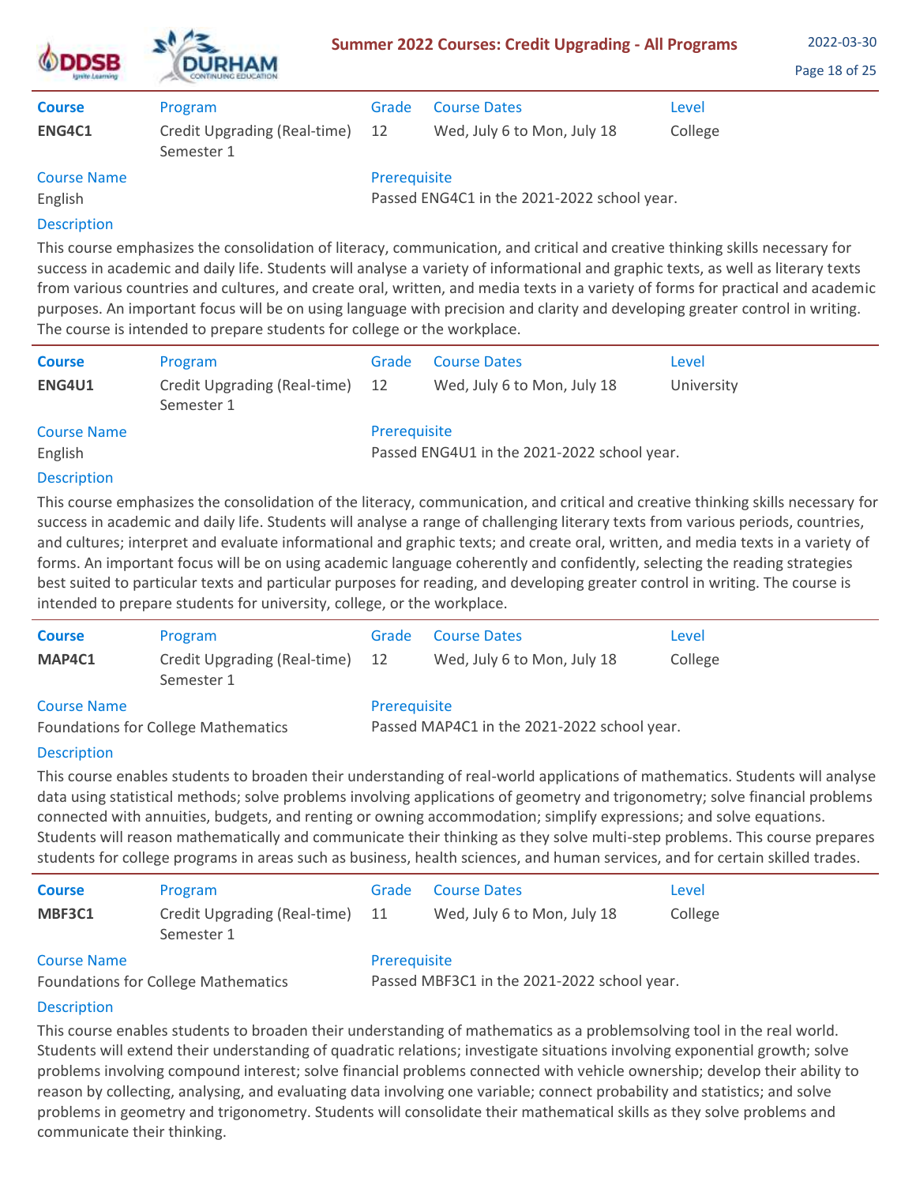| Course | Program | Grade | Course Dates | Level |
|---|---|---|---|---|
| **ENG4C1** | Credit Upgrading (Real-time) Semester 1 | 12 | Wed, July 6 to Mon, July 18 | College |

**Course Name**
English

**Prerequisite**
Passed ENG4C1 in the 2021-2022 school year.

**Description**

This course emphasizes the consolidation of literacy, communication, and critical and creative thinking skills necessary for success in academic and daily life. Students will analyse a variety of informational and graphic texts, as well as literary texts from various countries and cultures, and create oral, written, and media texts in a variety of forms for practical and academic purposes. An important focus will be on using language with precision and clarity and developing greater control in writing. The course is intended to prepare students for college or the workplace.

---

| Course | Program | Grade | Course Dates | Level |
|---|---|---|---|---|
| **ENG4U1** | Credit Upgrading (Real-time) Semester 1 | 12 | Wed, July 6 to Mon, July 18 | University |

**Course Name**
English

**Prerequisite**
Passed ENG4U1 in the 2021-2022 school year.

**Description**

This course emphasizes the consolidation of the literacy, communication, and critical and creative thinking skills necessary for success in academic and daily life. Students will analyse a range of challenging literary texts from various periods, countries, and cultures; interpret and evaluate informational and graphic texts; and create oral, written, and media texts in a variety of forms. An important focus will be on using academic language coherently and confidently, selecting the reading strategies best suited to particular texts and particular purposes for reading, and developing greater control in writing. The course is intended to prepare students for university, college, or the workplace.

---

| Course | Program | Grade | Course Dates | Level |
|---|---|---|---|---|
| **MAP4C1** | Credit Upgrading (Real-time) Semester 1 | 12 | Wed, July 6 to Mon, July 18 | College |

**Course Name**
Foundations for College Mathematics

**Prerequisite**
Passed MAP4C1 in the 2021-2022 school year.

**Description**

This course enables students to broaden their understanding of real-world applications of mathematics. Students will analyse data using statistical methods; solve problems involving applications of geometry and trigonometry; solve financial problems connected with annuities, budgets, and renting or owning accommodation; simplify expressions; and solve equations. Students will reason mathematically and communicate their thinking as they solve multi-step problems. This course prepares students for college programs in areas such as business, health sciences, and human services, and for certain skilled trades.

---

| Course | Program | Grade | Course Dates | Level |
|---|---|---|---|---|
| **MBF3C1** | Credit Upgrading (Real-time) Semester 1 | 11 | Wed, July 6 to Mon, July 18 | College |

**Course Name**
Foundations for College Mathematics

**Prerequisite**
Passed MBF3C1 in the 2021-2022 school year.

**Description**

This course enables students to broaden their understanding of mathematics as a problemsolving tool in the real world. Students will extend their understanding of quadratic relations; investigate situations involving exponential growth; solve problems involving compound interest; solve financial problems connected with vehicle ownership; develop their ability to reason by collecting, analysing, and evaluating data involving one variable; connect probability and statistics; and solve problems in geometry and trigonometry. Students will consolidate their mathematical skills as they solve problems and communicate their thinking.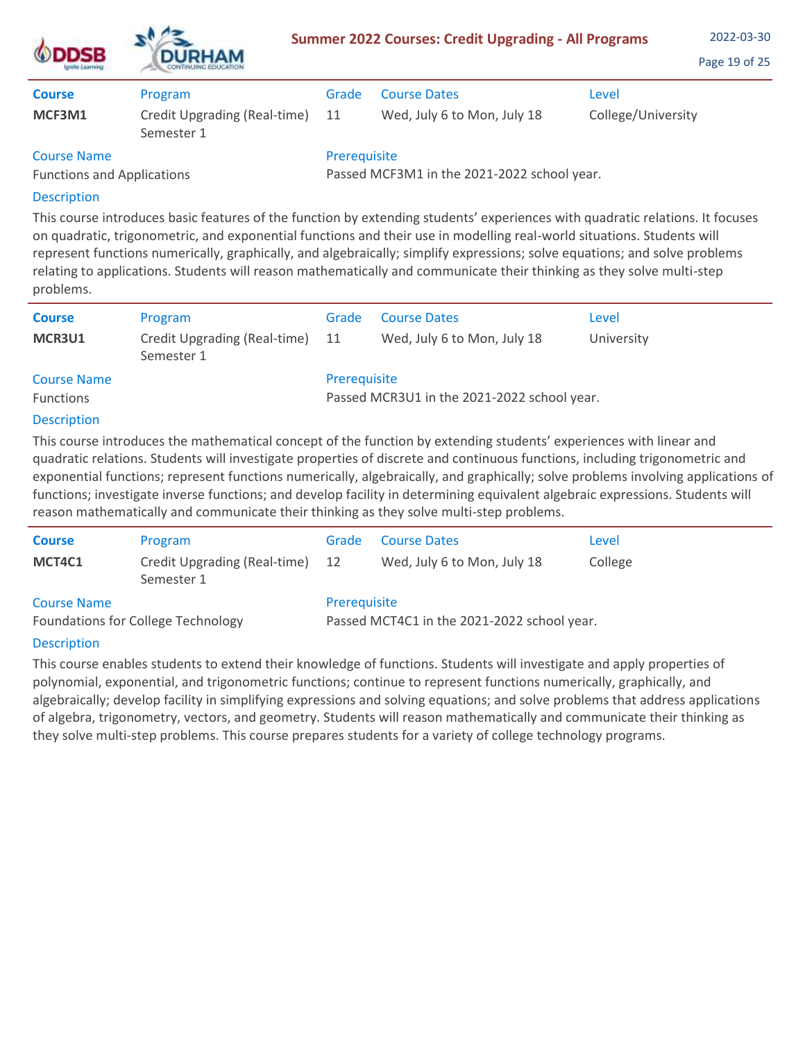| Course | Program | Grade | Course Dates | Level |
| --- | --- | --- | --- | --- |
| **MCF3M1** | Credit Upgrading (Real-time) Semester 1 | 11 | Wed, July 6 to Mon, July 18 | College/University |

**Course Name**
Functions and Applications

**Prerequisite**
Passed MCF3M1 in the 2021-2022 school year.

**Description**

This course introduces basic features of the function by extending students' experiences with quadratic relations. It focuses on quadratic, trigonometric, and exponential functions and their use in modelling real-world situations. Students will represent functions numerically, graphically, and algebraically; simplify expressions; solve equations; and solve problems relating to applications. Students will reason mathematically and communicate their thinking as they solve multi-step problems.

---

| Course | Program | Grade | Course Dates | Level |
| --- | --- | --- | --- | --- |
| **MCR3U1** | Credit Upgrading (Real-time) Semester 1 | 11 | Wed, July 6 to Mon, July 18 | University |

**Course Name**
Functions

**Prerequisite**
Passed MCR3U1 in the 2021-2022 school year.

**Description**

This course introduces the mathematical concept of the function by extending students' experiences with linear and quadratic relations. Students will investigate properties of discrete and continuous functions, including trigonometric and exponential functions; represent functions numerically, algebraically, and graphically; solve problems involving applications of functions; investigate inverse functions; and develop facility in determining equivalent algebraic expressions. Students will reason mathematically and communicate their thinking as they solve multi-step problems.

---

| Course | Program | Grade | Course Dates | Level |
| --- | --- | --- | --- | --- |
| **MCT4C1** | Credit Upgrading (Real-time) Semester 1 | 12 | Wed, July 6 to Mon, July 18 | College |

**Course Name**
Foundations for College Technology

**Prerequisite**
Passed MCT4C1 in the 2021-2022 school year.

**Description**

This course enables students to extend their knowledge of functions. Students will investigate and apply properties of polynomial, exponential, and trigonometric functions; continue to represent functions numerically, graphically, and algebraically; develop facility in simplifying expressions and solving equations; and solve problems that address applications of algebra, trigonometry, vectors, and geometry. Students will reason mathematically and communicate their thinking as they solve multi-step problems. This course prepares students for a variety of college technology programs.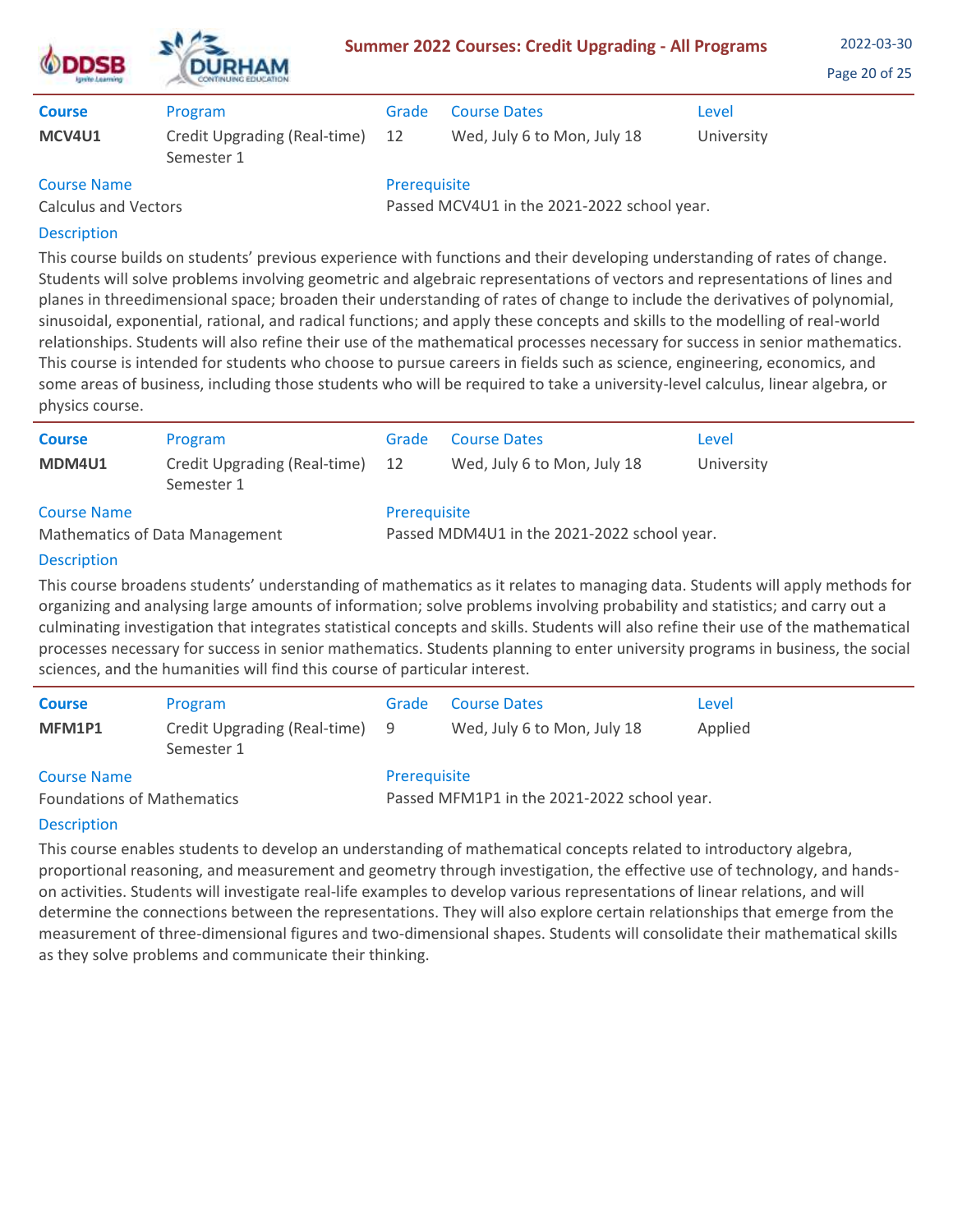| Course | Program | Grade | Course Dates | Level |
|---|---|---|---|---|
| **MCV4U1** | Credit Upgrading (Real-time) Semester 1 | 12 | Wed, July 6 to Mon, July 18 | University |

**Course Name**
Calculus and Vectors

**Prerequisite**
Passed MCV4U1 in the 2021-2022 school year.

**Description**

This course builds on students' previous experience with functions and their developing understanding of rates of change. Students will solve problems involving geometric and algebraic representations of vectors and representations of lines and planes in threedimensional space; broaden their understanding of rates of change to include the derivatives of polynomial, sinusoidal, exponential, rational, and radical functions; and apply these concepts and skills to the modelling of real-world relationships. Students will also refine their use of the mathematical processes necessary for success in senior mathematics. This course is intended for students who choose to pursue careers in fields such as science, engineering, economics, and some areas of business, including those students who will be required to take a university-level calculus, linear algebra, or physics course.

---

| Course | Program | Grade | Course Dates | Level |
|---|---|---|---|---|
| **MDM4U1** | Credit Upgrading (Real-time) Semester 1 | 12 | Wed, July 6 to Mon, July 18 | University |

**Course Name**
Mathematics of Data Management

**Prerequisite**
Passed MDM4U1 in the 2021-2022 school year.

**Description**

This course broadens students' understanding of mathematics as it relates to managing data. Students will apply methods for organizing and analysing large amounts of information; solve problems involving probability and statistics; and carry out a culminating investigation that integrates statistical concepts and skills. Students will also refine their use of the mathematical processes necessary for success in senior mathematics. Students planning to enter university programs in business, the social sciences, and the humanities will find this course of particular interest.

---

| Course | Program | Grade | Course Dates | Level |
|---|---|---|---|---|
| **MFM1P1** | Credit Upgrading (Real-time) Semester 1 | 9 | Wed, July 6 to Mon, July 18 | Applied |

**Course Name**
Foundations of Mathematics

**Prerequisite**
Passed MFM1P1 in the 2021-2022 school year.

**Description**

This course enables students to develop an understanding of mathematical concepts related to introductory algebra, proportional reasoning, and measurement and geometry through investigation, the effective use of technology, and hands-on activities. Students will investigate real-life examples to develop various representations of linear relations, and will determine the connections between the representations. They will also explore certain relationships that emerge from the measurement of three-dimensional figures and two-dimensional shapes. Students will consolidate their mathematical skills as they solve problems and communicate their thinking.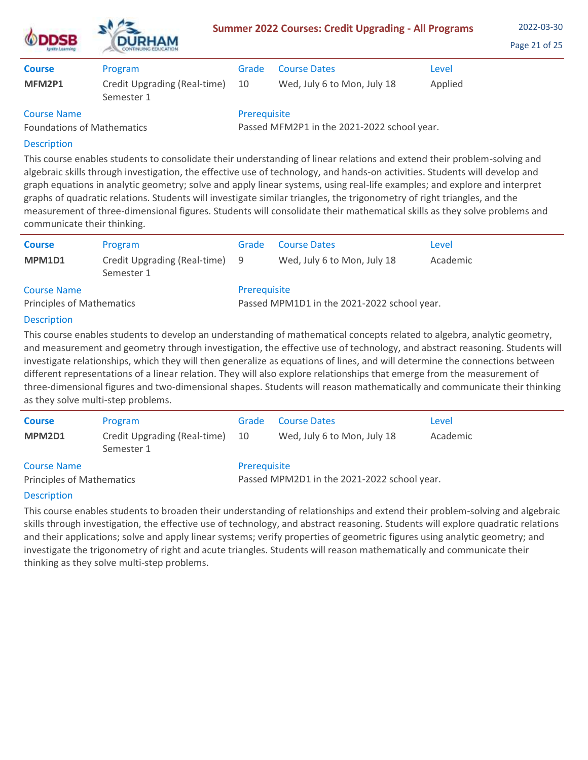| Course | Program | Grade | Course Dates | Level |
|---|---|---|---|---|
| **MFM2P1** | Credit Upgrading (Real-time) Semester 1 | 10 | Wed, July 6 to Mon, July 18 | Applied |

**Course Name**
Foundations of Mathematics

**Prerequisite**
Passed MFM2P1 in the 2021-2022 school year.

**Description**

This course enables students to consolidate their understanding of linear relations and extend their problem-solving and algebraic skills through investigation, the effective use of technology, and hands-on activities. Students will develop and graph equations in analytic geometry; solve and apply linear systems, using real-life examples; and explore and interpret graphs of quadratic relations. Students will investigate similar triangles, the trigonometry of right triangles, and the measurement of three-dimensional figures. Students will consolidate their mathematical skills as they solve problems and communicate their thinking.

---

| Course | Program | Grade | Course Dates | Level |
|---|---|---|---|---|
| **MPM1D1** | Credit Upgrading (Real-time) Semester 1 | 9 | Wed, July 6 to Mon, July 18 | Academic |

**Course Name**
Principles of Mathematics

**Prerequisite**
Passed MPM1D1 in the 2021-2022 school year.

**Description**

This course enables students to develop an understanding of mathematical concepts related to algebra, analytic geometry, and measurement and geometry through investigation, the effective use of technology, and abstract reasoning. Students will investigate relationships, which they will then generalize as equations of lines, and will determine the connections between different representations of a linear relation. They will also explore relationships that emerge from the measurement of three-dimensional figures and two-dimensional shapes. Students will reason mathematically and communicate their thinking as they solve multi-step problems.

---

| Course | Program | Grade | Course Dates | Level |
|---|---|---|---|---|
| **MPM2D1** | Credit Upgrading (Real-time) Semester 1 | 10 | Wed, July 6 to Mon, July 18 | Academic |

**Course Name**
Principles of Mathematics

**Prerequisite**
Passed MPM2D1 in the 2021-2022 school year.

**Description**

This course enables students to broaden their understanding of relationships and extend their problem-solving and algebraic skills through investigation, the effective use of technology, and abstract reasoning. Students will explore quadratic relations and their applications; solve and apply linear systems; verify properties of geometric figures using analytic geometry; and investigate the trigonometry of right and acute triangles. Students will reason mathematically and communicate their thinking as they solve multi-step problems.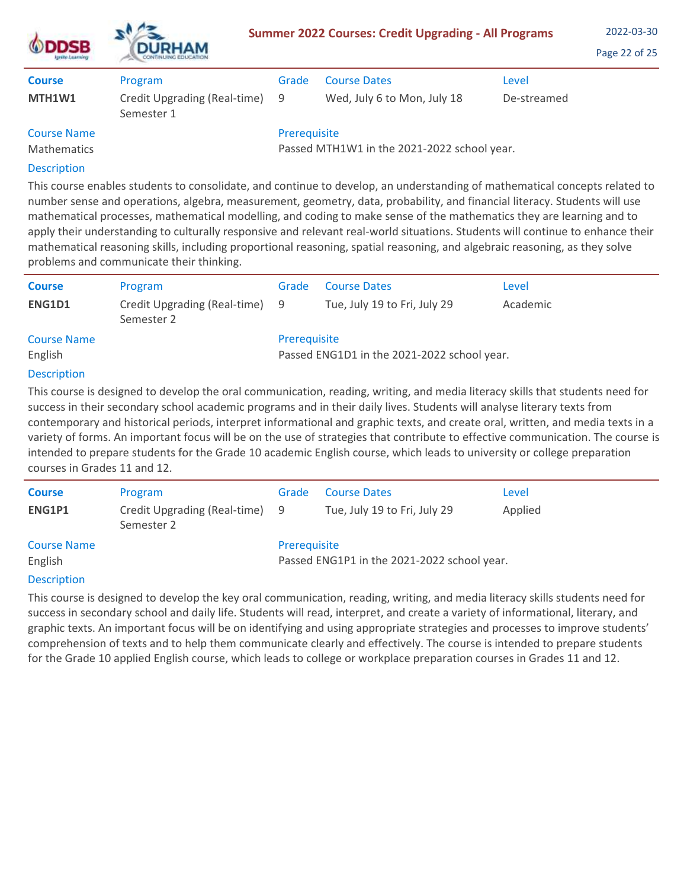| Course | Program | Grade | Course Dates | Level |
|---|---|---|---|---|
| **MTH1W1** | Credit Upgrading (Real-time) Semester 1 | 9 | Wed, July 6 to Mon, July 18 | De-streamed |

| Course Name | Prerequisite |
|---|---|
| Mathematics | Passed MTH1W1 in the 2021-2022 school year. |

**Description**

This course enables students to consolidate, and continue to develop, an understanding of mathematical concepts related to number sense and operations, algebra, measurement, geometry, data, probability, and financial literacy. Students will use mathematical processes, mathematical modelling, and coding to make sense of the mathematics they are learning and to apply their understanding to culturally responsive and relevant real-world situations. Students will continue to enhance their mathematical reasoning skills, including proportional reasoning, spatial reasoning, and algebraic reasoning, as they solve problems and communicate their thinking.

---

| Course | Program | Grade | Course Dates | Level |
|---|---|---|---|---|
| **ENG1D1** | Credit Upgrading (Real-time) Semester 2 | 9 | Tue, July 19 to Fri, July 29 | Academic |

| Course Name | Prerequisite |
|---|---|
| English | Passed ENG1D1 in the 2021-2022 school year. |

**Description**

This course is designed to develop the oral communication, reading, writing, and media literacy skills that students need for success in their secondary school academic programs and in their daily lives. Students will analyse literary texts from contemporary and historical periods, interpret informational and graphic texts, and create oral, written, and media texts in a variety of forms. An important focus will be on the use of strategies that contribute to effective communication. The course is intended to prepare students for the Grade 10 academic English course, which leads to university or college preparation courses in Grades 11 and 12.

---

| Course | Program | Grade | Course Dates | Level |
|---|---|---|---|---|
| **ENG1P1** | Credit Upgrading (Real-time) Semester 2 | 9 | Tue, July 19 to Fri, July 29 | Applied |

| Course Name | Prerequisite |
|---|---|
| English | Passed ENG1P1 in the 2021-2022 school year. |

**Description**

This course is designed to develop the key oral communication, reading, writing, and media literacy skills students need for success in secondary school and daily life. Students will read, interpret, and create a variety of informational, literary, and graphic texts. An important focus will be on identifying and using appropriate strategies and processes to improve students' comprehension of texts and to help them communicate clearly and effectively. The course is intended to prepare students for the Grade 10 applied English course, which leads to college or workplace preparation courses in Grades 11 and 12.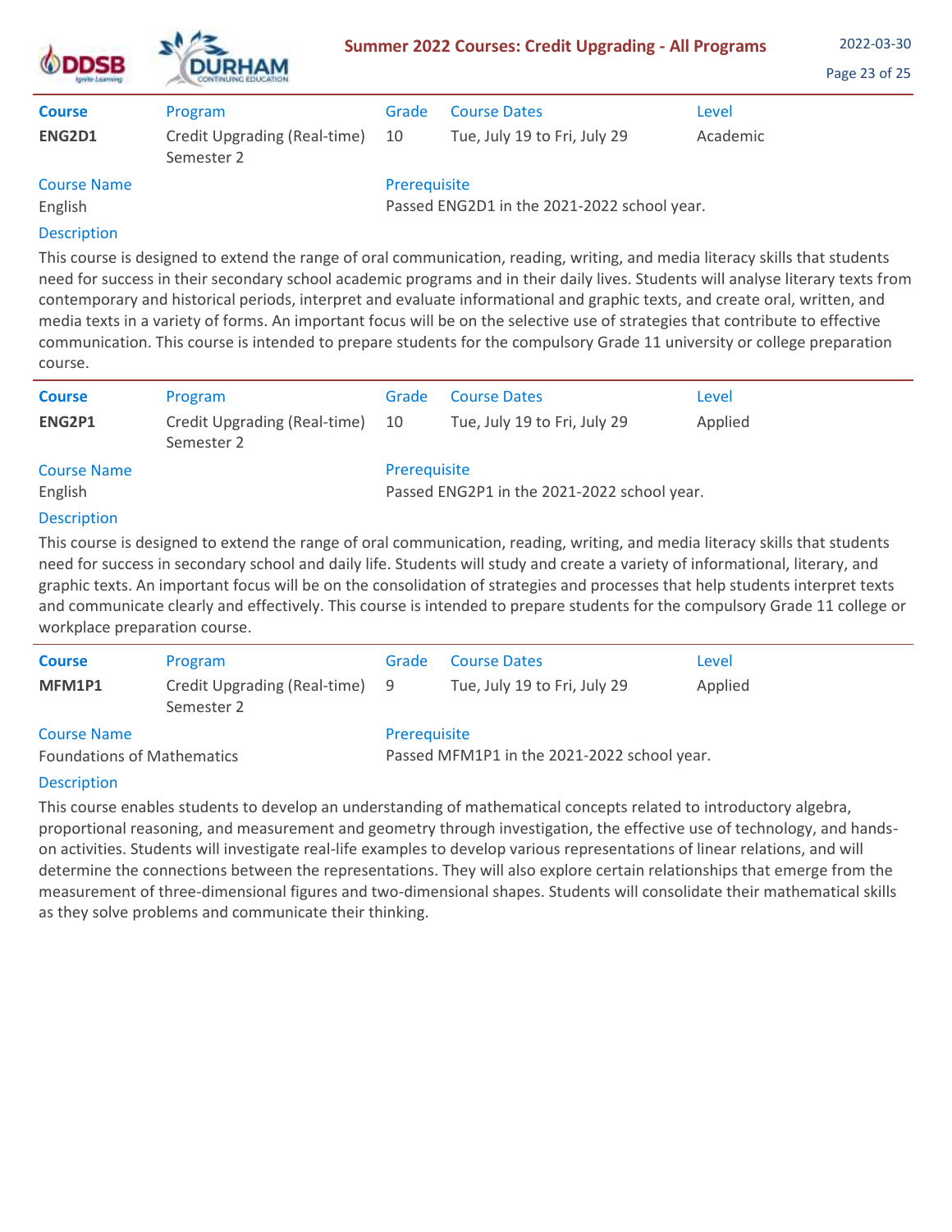| Course | Program | Grade | Course Dates | Level |
| --- | --- | --- | --- | --- |
| **ENG2D1** | Credit Upgrading (Real-time) Semester 2 | 10 | Tue, July 19 to Fri, July 29 | Academic |

**Course Name**
English

**Prerequisite**
Passed ENG2D1 in the 2021-2022 school year.

**Description**

This course is designed to extend the range of oral communication, reading, writing, and media literacy skills that students need for success in their secondary school academic programs and in their daily lives. Students will analyse literary texts from contemporary and historical periods, interpret and evaluate informational and graphic texts, and create oral, written, and media texts in a variety of forms. An important focus will be on the selective use of strategies that contribute to effective communication. This course is intended to prepare students for the compulsory Grade 11 university or college preparation course.

---

| Course | Program | Grade | Course Dates | Level |
| --- | --- | --- | --- | --- |
| **ENG2P1** | Credit Upgrading (Real-time) Semester 2 | 10 | Tue, July 19 to Fri, July 29 | Applied |

**Course Name**
English

**Prerequisite**
Passed ENG2P1 in the 2021-2022 school year.

**Description**

This course is designed to extend the range of oral communication, reading, writing, and media literacy skills that students need for success in secondary school and daily life. Students will study and create a variety of informational, literary, and graphic texts. An important focus will be on the consolidation of strategies and processes that help students interpret texts and communicate clearly and effectively. This course is intended to prepare students for the compulsory Grade 11 college or workplace preparation course.

---

| Course | Program | Grade | Course Dates | Level |
| --- | --- | --- | --- | --- |
| **MFM1P1** | Credit Upgrading (Real-time) Semester 2 | 9 | Tue, July 19 to Fri, July 29 | Applied |

**Course Name**
Foundations of Mathematics

**Prerequisite**
Passed MFM1P1 in the 2021-2022 school year.

**Description**

This course enables students to develop an understanding of mathematical concepts related to introductory algebra, proportional reasoning, and measurement and geometry through investigation, the effective use of technology, and hands-on activities. Students will investigate real-life examples to develop various representations of linear relations, and will determine the connections between the representations. They will also explore certain relationships that emerge from the measurement of three-dimensional figures and two-dimensional shapes. Students will consolidate their mathematical skills as they solve problems and communicate their thinking.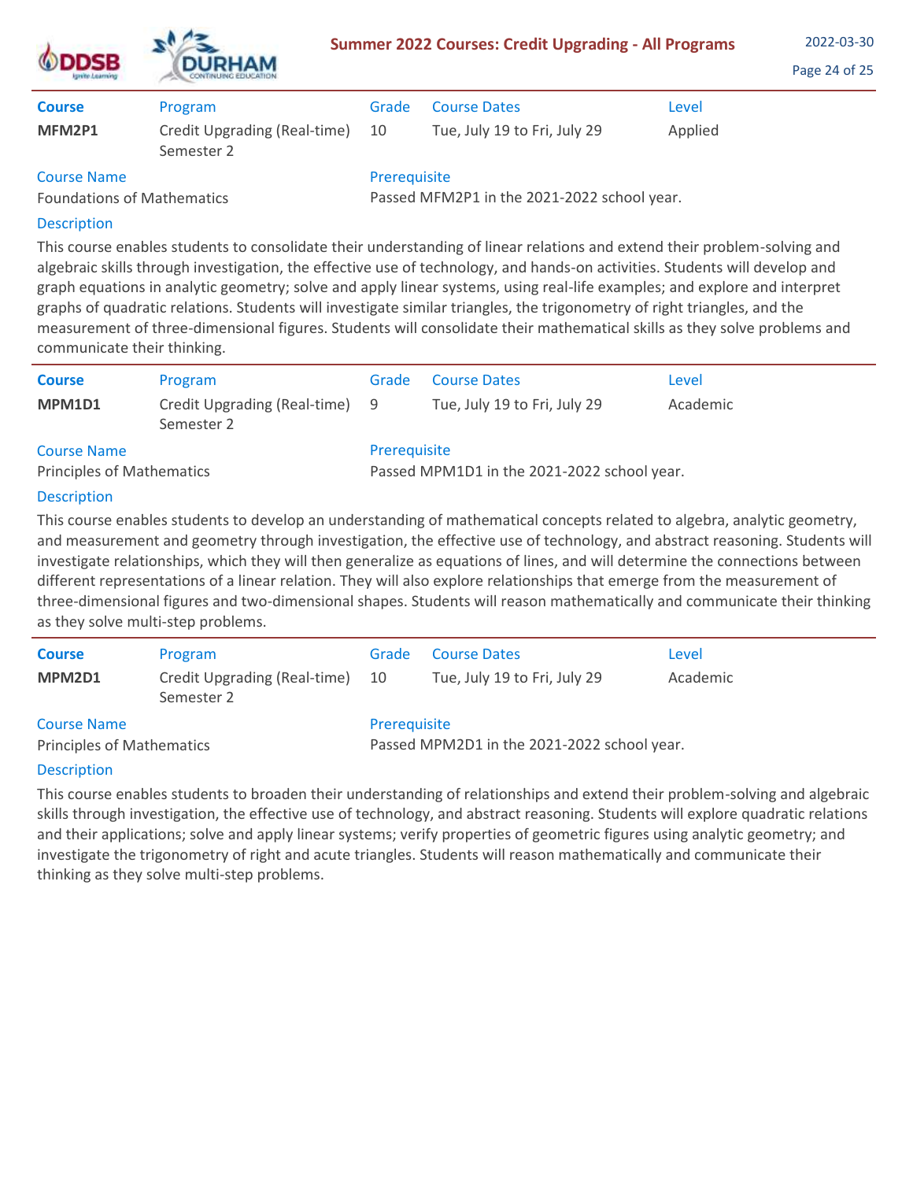| Course | Program | Grade | Course Dates | Level |
| --- | --- | --- | --- | --- |
| **MFM2P1** | Credit Upgrading (Real-time) Semester 2 | 10 | Tue, July 19 to Fri, July 29 | Applied |

| Course Name | Prerequisite |
| --- | --- |
| Foundations of Mathematics | Passed MFM2P1 in the 2021-2022 school year. |

**Description**

This course enables students to consolidate their understanding of linear relations and extend their problem-solving and algebraic skills through investigation, the effective use of technology, and hands-on activities. Students will develop and graph equations in analytic geometry; solve and apply linear systems, using real-life examples; and explore and interpret graphs of quadratic relations. Students will investigate similar triangles, the trigonometry of right triangles, and the measurement of three-dimensional figures. Students will consolidate their mathematical skills as they solve problems and communicate their thinking.

---

| Course | Program | Grade | Course Dates | Level |
| --- | --- | --- | --- | --- |
| **MPM1D1** | Credit Upgrading (Real-time) Semester 2 | 9 | Tue, July 19 to Fri, July 29 | Academic |

| Course Name | Prerequisite |
| --- | --- |
| Principles of Mathematics | Passed MPM1D1 in the 2021-2022 school year. |

**Description**

This course enables students to develop an understanding of mathematical concepts related to algebra, analytic geometry, and measurement and geometry through investigation, the effective use of technology, and abstract reasoning. Students will investigate relationships, which they will then generalize as equations of lines, and will determine the connections between different representations of a linear relation. They will also explore relationships that emerge from the measurement of three-dimensional figures and two-dimensional shapes. Students will reason mathematically and communicate their thinking as they solve multi-step problems.

---

| Course | Program | Grade | Course Dates | Level |
| --- | --- | --- | --- | --- |
| **MPM2D1** | Credit Upgrading (Real-time) Semester 2 | 10 | Tue, July 19 to Fri, July 29 | Academic |

| Course Name | Prerequisite |
| --- | --- |
| Principles of Mathematics | Passed MPM2D1 in the 2021-2022 school year. |

**Description**

This course enables students to broaden their understanding of relationships and extend their problem-solving and algebraic skills through investigation, the effective use of technology, and abstract reasoning. Students will explore quadratic relations and their applications; solve and apply linear systems; verify properties of geometric figures using analytic geometry; and investigate the trigonometry of right and acute triangles. Students will reason mathematically and communicate their thinking as they solve multi-step problems.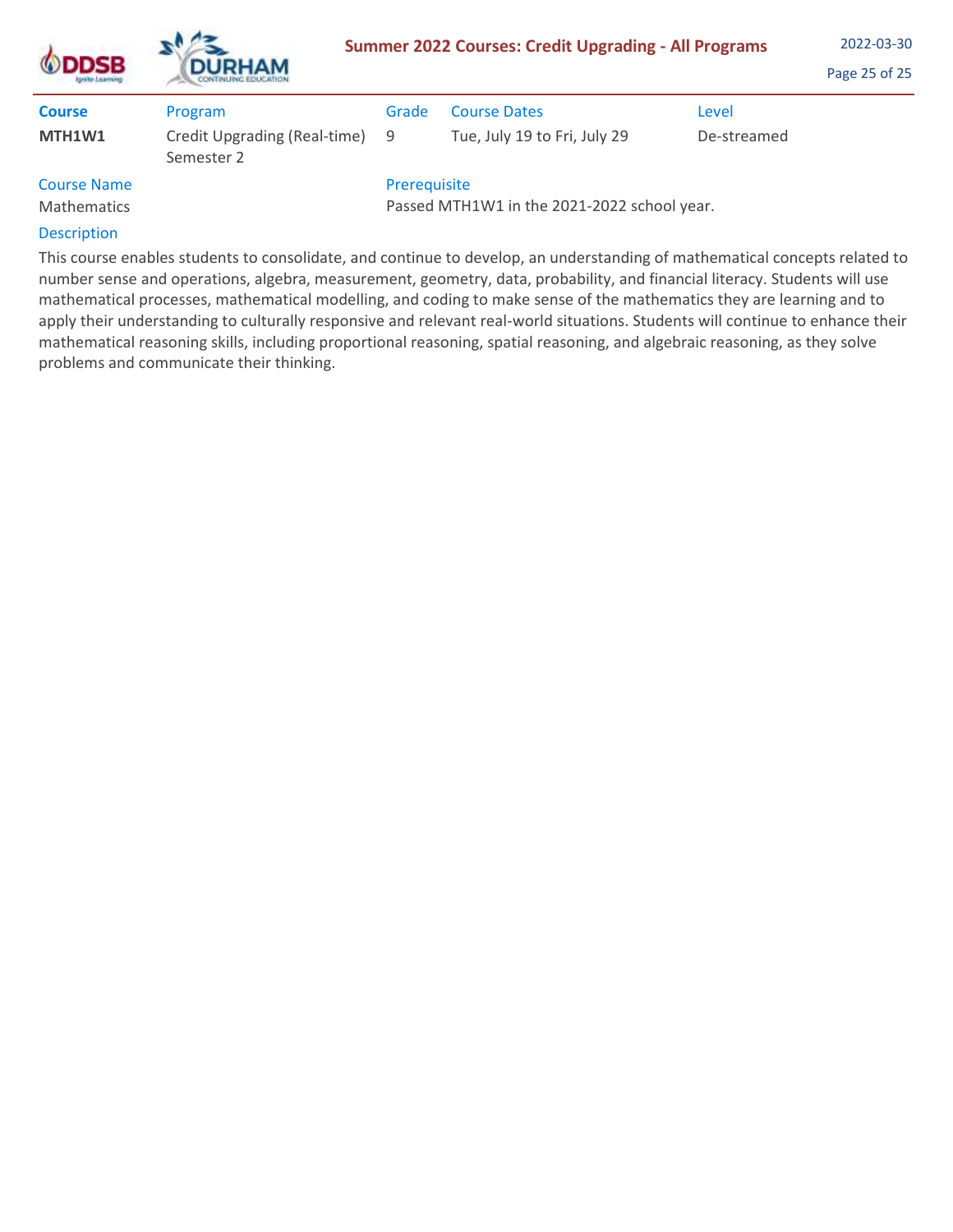| Course | Program | Grade | Course Dates | Level |
| --- | --- | --- | --- | --- |
| **MTH1W1** | Credit Upgrading (Real-time) Semester 2 | 9 | Tue, July 19 to Fri, July 29 | De-streamed |

| Course Name | Prerequisite |
| --- | --- |
| Mathematics | Passed MTH1W1 in the 2021-2022 school year. |

Description

This course enables students to consolidate, and continue to develop, an understanding of mathematical concepts related to number sense and operations, algebra, measurement, geometry, data, probability, and financial literacy. Students will use mathematical processes, mathematical modelling, and coding to make sense of the mathematics they are learning and to apply their understanding to culturally responsive and relevant real-world situations. Students will continue to enhance their mathematical reasoning skills, including proportional reasoning, spatial reasoning, and algebraic reasoning, as they solve problems and communicate their thinking.